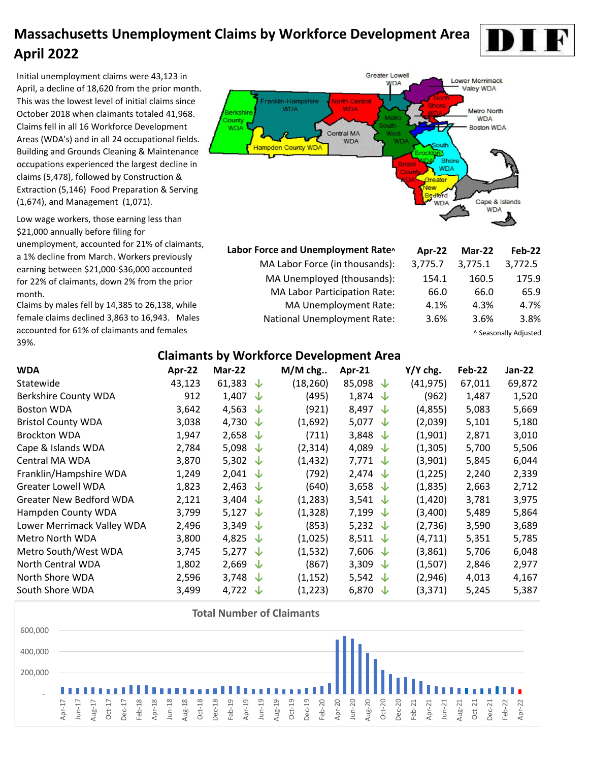# Massachusetts Unemployment Claims by Workforce Development Area April 2022

Initial unemployment claims were 43,123 in April, a decline of 18,620 from the prior month. This was the lowest level of initial claims since October 2018 when claimants totaled 41,968. Claims fell in all 16 Workforce Development Areas (WDA's) and in all 24 occupational fields. Building and Grounds Cleaning & Maintenance occupations experienced the largest decline in claims (5,478), followed by Construction & Extraction (5,146) Food Preparation & Serving (1,674), and Management (1,071).

Low wage workers, those earning less than $21,000 annually before filing for unemployment, accounted for 21% of claimants, a 1% decline from March. Workers previously earning between $21,000-$36,000 accounted for 22% of claimants, down 2% from the prior month.

Claims by males fell by 14,385 to 26,138, while female claims declined 3,863 to 16,943. Males accounted for 61% of claimants and females 39%.

| Labor Force and Unemployment Rate^ | Apr-22 | Mar-22 | Feb-22 |
|---|---|---|---|
| MA Labor Force (in thousands): | 3,775.7 | 3,775.1 | 3,772.5 |
| MA Unemployed (thousands): | 154.1 | 160.5 | 175.9 |
| MA Labor Participation Rate: | 66.0 | 66.0 | 65.9 |
| MA Unemployment Rate: | 4.1% | 4.3% | 4.7% |
| National Unemployment Rate: | 3.6% | 3.6% | 3.8% |

^ Seasonally Adjusted

## Claimants by Workforce Development Area

| WDA | Apr-22 | Mar-22 | M/M chg.. | Apr-21 | Y/Y chg. | Feb-22 | Jan-22 |
|---|---|---|---|---|---|---|---|
| Statewide | 43,123 | 61,383 ↓ | (18,260) | 85,098 ↓ | (41,975) | 67,011 | 69,872 |
| Berkshire County WDA | 912 | 1,407 ↓ | (495) | 1,874 ↓ | (962) | 1,487 | 1,520 |
| Boston WDA | 3,642 | 4,563 ↓ | (921) | 8,497 ↓ | (4,855) | 5,083 | 5,669 |
| Bristol County WDA | 3,038 | 4,730 ↓ | (1,692) | 5,077 ↓ | (2,039) | 5,101 | 5,180 |
| Brockton WDA | 1,947 | 2,658 ↓ | (711) | 3,848 ↓ | (1,901) | 2,871 | 3,010 |
| Cape & Islands WDA | 2,784 | 5,098 ↓ | (2,314) | 4,089 ↓ | (1,305) | 5,700 | 5,506 |
| Central MA WDA | 3,870 | 5,302 ↓ | (1,432) | 7,771 ↓ | (3,901) | 5,845 | 6,044 |
| Franklin/Hampshire WDA | 1,249 | 2,041 ↓ | (792) | 2,474 ↓ | (1,225) | 2,240 | 2,339 |
| Greater Lowell WDA | 1,823 | 2,463 ↓ | (640) | 3,658 ↓ | (1,835) | 2,663 | 2,712 |
| Greater New Bedford WDA | 2,121 | 3,404 ↓ | (1,283) | 3,541 ↓ | (1,420) | 3,781 | 3,975 |
| Hampden County WDA | 3,799 | 5,127 ↓ | (1,328) | 7,199 ↓ | (3,400) | 5,489 | 5,864 |
| Lower Merrimack Valley WDA | 2,496 | 3,349 ↓ | (853) | 5,232 ↓ | (2,736) | 3,590 | 3,689 |
| Metro North WDA | 3,800 | 4,825 ↓ | (1,025) | 8,511 ↓ | (4,711) | 5,351 | 5,785 |
| Metro South/West WDA | 3,745 | 5,277 ↓ | (1,532) | 7,606 ↓ | (3,861) | 5,706 | 6,048 |
| North Central WDA | 1,802 | 2,669 ↓ | (867) | 3,309 ↓ | (1,507) | 2,846 | 2,977 |
| North Shore WDA | 2,596 | 3,748 ↓ | (1,152) | 5,542 ↓ | (2,946) | 4,013 | 4,167 |
| South Shore WDA | 3,499 | 4,722 ↓ | (1,223) | 6,870 ↓ | (3,371) | 5,245 | 5,387 |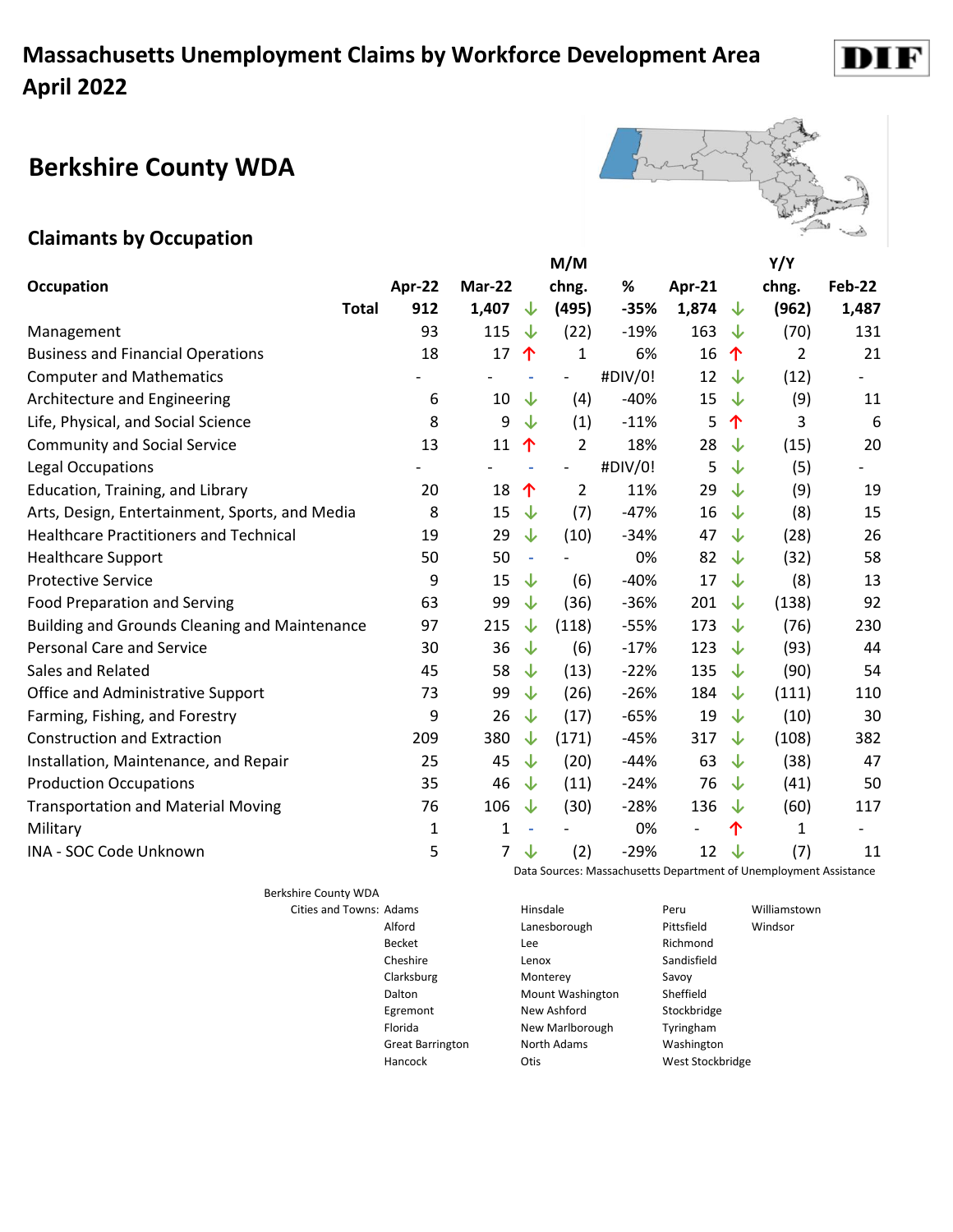# Massachusetts Unemployment Claims by Workforce Development Area
# April 2022

## Berkshire County WDA

### Claimants by Occupation

| Occupation | Apr-22 | Mar-22 | | M/M chng. | % | Apr-21 | | Y/Y chng. | Feb-22 |
|---|---|---|---|---|---|---|---|---|---|
| **Total** | **912** | **1,407** | ↓ | **(495)** | **-35%** | **1,874** | ↓ | **(962)** | **1,487** |
| Management | 93 | 115 | ↓ | (22) | -19% | 163 | ↓ | (70) | 131 |
| Business and Financial Operations | 18 | 17 | ↑ | 1 | 6% | 16 | ↑ | 2 | 21 |
| Computer and Mathematics | - | - | - | - | #DIV/0! | 12 | ↓ | (12) | - |
| Architecture and Engineering | 6 | 10 | ↓ | (4) | -40% | 15 | ↓ | (9) | 11 |
| Life, Physical, and Social Science | 8 | 9 | ↓ | (1) | -11% | 5 | ↑ | 3 | 6 |
| Community and Social Service | 13 | 11 | ↑ | 2 | 18% | 28 | ↓ | (15) | 20 |
| Legal Occupations | - | - | - | - | #DIV/0! | 5 | ↓ | (5) | - |
| Education, Training, and Library | 20 | 18 | ↑ | 2 | 11% | 29 | ↓ | (9) | 19 |
| Arts, Design, Entertainment, Sports, and Media | 8 | 15 | ↓ | (7) | -47% | 16 | ↓ | (8) | 15 |
| Healthcare Practitioners and Technical | 19 | 29 | ↓ | (10) | -34% | 47 | ↓ | (28) | 26 |
| Healthcare Support | 50 | 50 | - | - | 0% | 82 | ↓ | (32) | 58 |
| Protective Service | 9 | 15 | ↓ | (6) | -40% | 17 | ↓ | (8) | 13 |
| Food Preparation and Serving | 63 | 99 | ↓ | (36) | -36% | 201 | ↓ | (138) | 92 |
| Building and Grounds Cleaning and Maintenance | 97 | 215 | ↓ | (118) | -55% | 173 | ↓ | (76) | 230 |
| Personal Care and Service | 30 | 36 | ↓ | (6) | -17% | 123 | ↓ | (93) | 44 |
| Sales and Related | 45 | 58 | ↓ | (13) | -22% | 135 | ↓ | (90) | 54 |
| Office and Administrative Support | 73 | 99 | ↓ | (26) | -26% | 184 | ↓ | (111) | 110 |
| Farming, Fishing, and Forestry | 9 | 26 | ↓ | (17) | -65% | 19 | ↓ | (10) | 30 |
| Construction and Extraction | 209 | 380 | ↓ | (171) | -45% | 317 | ↓ | (108) | 382 |
| Installation, Maintenance, and Repair | 25 | 45 | ↓ | (20) | -44% | 63 | ↓ | (38) | 47 |
| Production Occupations | 35 | 46 | ↓ | (11) | -24% | 76 | ↓ | (41) | 50 |
| Transportation and Material Moving | 76 | 106 | ↓ | (30) | -28% | 136 | ↓ | (60) | 117 |
| Military | 1 | 1 | - | - | 0% | - | ↑ | 1 | - |
| INA - SOC Code Unknown | 5 | 7 | ↓ | (2) | -29% | 12 | ↓ | (7) | 11 |

Data Sources: Massachusetts Department of Unemployment Assistance

Berkshire County WDA

Cities and Towns: Adams, Alford, Becket, Cheshire, Clarksburg, Dalton, Egremont, Florida, Great Barrington, Hancock, Hinsdale, Lanesborough, Lee, Lenox, Monterey, Mount Washington, New Ashford, New Marlborough, North Adams, Otis, Peru, Pittsfield, Richmond, Sandisfield, Savoy, Sheffield, Stockbridge, Tyringham, Washington, West Stockbridge, Williamstown, Windsor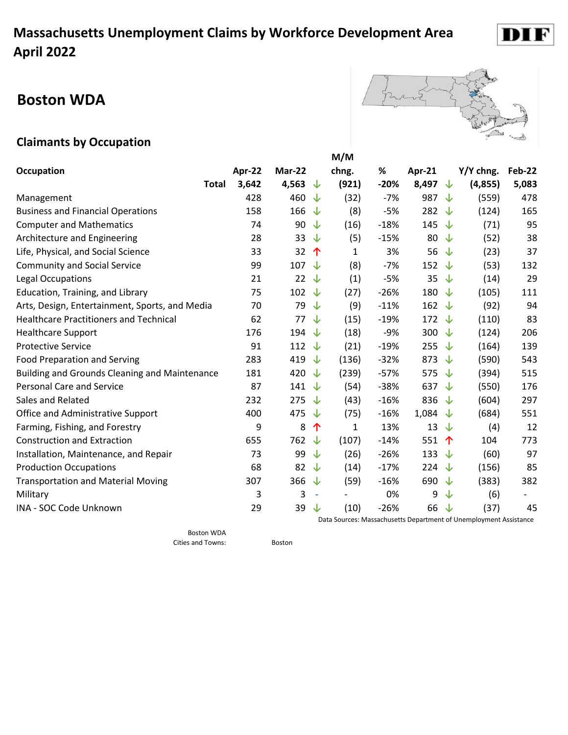# Massachusetts Unemployment Claims by Workforce Development Area
# April 2022

## Boston WDA

### Claimants by Occupation

| Occupation | Apr-22 | Mar-22 | | M/M chng. | % | Apr-21 | | Y/Y chng. | Feb-22 |
|---|---|---|---|---|---|---|---|---|---|
| **Total** | **3,642** | **4,563** | ↓ | **(921)** | **-20%** | **8,497** | ↓ | **(4,855)** | **5,083** |
| Management | 428 | 460 | ↓ | (32) | -7% | 987 | ↓ | (559) | 478 |
| Business and Financial Operations | 158 | 166 | ↓ | (8) | -5% | 282 | ↓ | (124) | 165 |
| Computer and Mathematics | 74 | 90 | ↓ | (16) | -18% | 145 | ↓ | (71) | 95 |
| Architecture and Engineering | 28 | 33 | ↓ | (5) | -15% | 80 | ↓ | (52) | 38 |
| Life, Physical, and Social Science | 33 | 32 | ↑ | 1 | 3% | 56 | ↓ | (23) | 37 |
| Community and Social Service | 99 | 107 | ↓ | (8) | -7% | 152 | ↓ | (53) | 132 |
| Legal Occupations | 21 | 22 | ↓ | (1) | -5% | 35 | ↓ | (14) | 29 |
| Education, Training, and Library | 75 | 102 | ↓ | (27) | -26% | 180 | ↓ | (105) | 111 |
| Arts, Design, Entertainment, Sports, and Media | 70 | 79 | ↓ | (9) | -11% | 162 | ↓ | (92) | 94 |
| Healthcare Practitioners and Technical | 62 | 77 | ↓ | (15) | -19% | 172 | ↓ | (110) | 83 |
| Healthcare Support | 176 | 194 | ↓ | (18) | -9% | 300 | ↓ | (124) | 206 |
| Protective Service | 91 | 112 | ↓ | (21) | -19% | 255 | ↓ | (164) | 139 |
| Food Preparation and Serving | 283 | 419 | ↓ | (136) | -32% | 873 | ↓ | (590) | 543 |
| Building and Grounds Cleaning and Maintenance | 181 | 420 | ↓ | (239) | -57% | 575 | ↓ | (394) | 515 |
| Personal Care and Service | 87 | 141 | ↓ | (54) | -38% | 637 | ↓ | (550) | 176 |
| Sales and Related | 232 | 275 | ↓ | (43) | -16% | 836 | ↓ | (604) | 297 |
| Office and Administrative Support | 400 | 475 | ↓ | (75) | -16% | 1,084 | ↓ | (684) | 551 |
| Farming, Fishing, and Forestry | 9 | 8 | ↑ | 1 | 13% | 13 | ↓ | (4) | 12 |
| Construction and Extraction | 655 | 762 | ↓ | (107) | -14% | 551 | ↑ | 104 | 773 |
| Installation, Maintenance, and Repair | 73 | 99 | ↓ | (26) | -26% | 133 | ↓ | (60) | 97 |
| Production Occupations | 68 | 82 | ↓ | (14) | -17% | 224 | ↓ | (156) | 85 |
| Transportation and Material Moving | 307 | 366 | ↓ | (59) | -16% | 690 | ↓ | (383) | 382 |
| Military | 3 | 3 | - | - | 0% | 9 | ↓ | (6) | - |
| INA - SOC Code Unknown | 29 | 39 | ↓ | (10) | -26% | 66 | ↓ | (37) | 45 |

Data Sources: Massachusetts Department of Unemployment Assistance

Boston WDA
Cities and Towns: Boston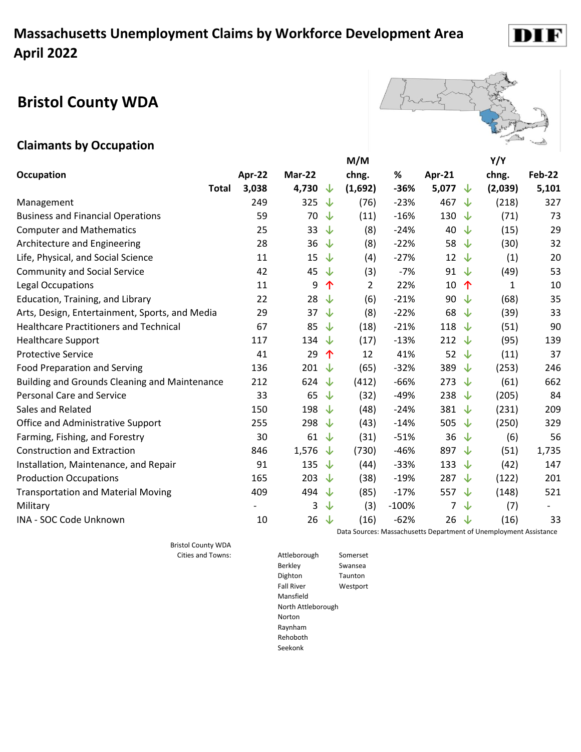# Massachusetts Unemployment Claims by Workforce Development Area April 2022

## Bristol County WDA

### Claimants by Occupation

| Occupation | Apr-22 | Mar-22 | | M/M chng. | % | Apr-21 | | Y/Y chng. | Feb-22 |
|---|---|---|---|---|---|---|---|---|---|
| **Total** | **3,038** | **4,730** | ↓ | **(1,692)** | **-36%** | **5,077** | ↓ | **(2,039)** | **5,101** |
| Management | 249 | 325 | ↓ | (76) | -23% | 467 | ↓ | (218) | 327 |
| Business and Financial Operations | 59 | 70 | ↓ | (11) | -16% | 130 | ↓ | (71) | 73 |
| Computer and Mathematics | 25 | 33 | ↓ | (8) | -24% | 40 | ↓ | (15) | 29 |
| Architecture and Engineering | 28 | 36 | ↓ | (8) | -22% | 58 | ↓ | (30) | 32 |
| Life, Physical, and Social Science | 11 | 15 | ↓ | (4) | -27% | 12 | ↓ | (1) | 20 |
| Community and Social Service | 42 | 45 | ↓ | (3) | -7% | 91 | ↓ | (49) | 53 |
| Legal Occupations | 11 | 9 | ↑ | 2 | 22% | 10 | ↑ | 1 | 10 |
| Education, Training, and Library | 22 | 28 | ↓ | (6) | -21% | 90 | ↓ | (68) | 35 |
| Arts, Design, Entertainment, Sports, and Media | 29 | 37 | ↓ | (8) | -22% | 68 | ↓ | (39) | 33 |
| Healthcare Practitioners and Technical | 67 | 85 | ↓ | (18) | -21% | 118 | ↓ | (51) | 90 |
| Healthcare Support | 117 | 134 | ↓ | (17) | -13% | 212 | ↓ | (95) | 139 |
| Protective Service | 41 | 29 | ↑ | 12 | 41% | 52 | ↓ | (11) | 37 |
| Food Preparation and Serving | 136 | 201 | ↓ | (65) | -32% | 389 | ↓ | (253) | 246 |
| Building and Grounds Cleaning and Maintenance | 212 | 624 | ↓ | (412) | -66% | 273 | ↓ | (61) | 662 |
| Personal Care and Service | 33 | 65 | ↓ | (32) | -49% | 238 | ↓ | (205) | 84 |
| Sales and Related | 150 | 198 | ↓ | (48) | -24% | 381 | ↓ | (231) | 209 |
| Office and Administrative Support | 255 | 298 | ↓ | (43) | -14% | 505 | ↓ | (250) | 329 |
| Farming, Fishing, and Forestry | 30 | 61 | ↓ | (31) | -51% | 36 | ↓ | (6) | 56 |
| Construction and Extraction | 846 | 1,576 | ↓ | (730) | -46% | 897 | ↓ | (51) | 1,735 |
| Installation, Maintenance, and Repair | 91 | 135 | ↓ | (44) | -33% | 133 | ↓ | (42) | 147 |
| Production Occupations | 165 | 203 | ↓ | (38) | -19% | 287 | ↓ | (122) | 201 |
| Transportation and Material Moving | 409 | 494 | ↓ | (85) | -17% | 557 | ↓ | (148) | 521 |
| Military | - | 3 | ↓ | (3) | -100% | 7 | ↓ | (7) | - |
| INA - SOC Code Unknown | 10 | 26 | ↓ | (16) | -62% | 26 | ↓ | (16) | 33 |

Data Sources: Massachusetts Department of Unemployment Assistance

Bristol County WDA Cities and Towns:

Attleborough, Berkley, Dighton, Fall River, Mansfield, North Attleborough, Norton, Raynham, Rehoboth, Seekonk, Somerset, Swansea, Taunton, Westport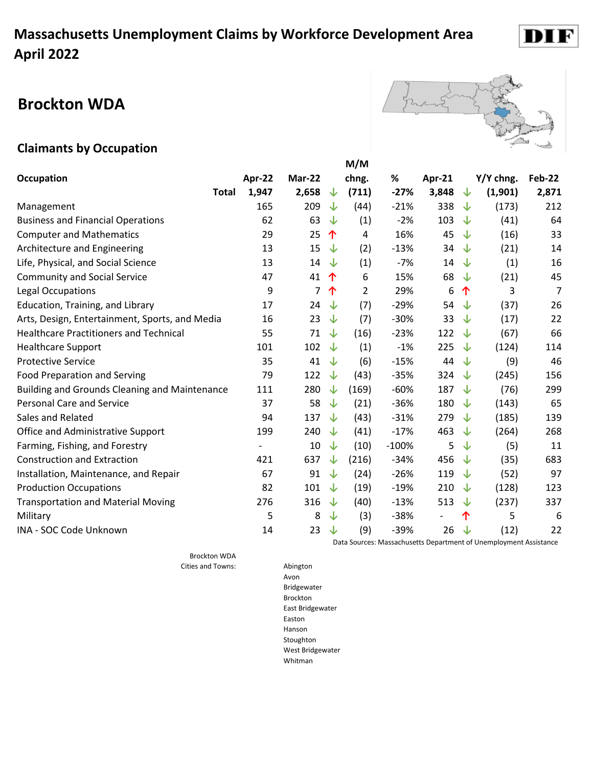# Massachusetts Unemployment Claims by Workforce Development Area
# April 2022

DIF

## Brockton WDA

### Claimants by Occupation

| Occupation | Apr-22 | Mar-22 | | M/M chng. | % | Apr-21 | | Y/Y chng. | Feb-22 |
|---|---|---|---|---|---|---|---|---|---|
| **Total** | **1,947** | **2,658** | ↓ | **(711)** | **-27%** | **3,848** | ↓ | **(1,901)** | **2,871** |
| Management | 165 | 209 | ↓ | (44) | -21% | 338 | ↓ | (173) | 212 |
| Business and Financial Operations | 62 | 63 | ↓ | (1) | -2% | 103 | ↓ | (41) | 64 |
| Computer and Mathematics | 29 | 25 | ↑ | 4 | 16% | 45 | ↓ | (16) | 33 |
| Architecture and Engineering | 13 | 15 | ↓ | (2) | -13% | 34 | ↓ | (21) | 14 |
| Life, Physical, and Social Science | 13 | 14 | ↓ | (1) | -7% | 14 | ↓ | (1) | 16 |
| Community and Social Service | 47 | 41 | ↑ | 6 | 15% | 68 | ↓ | (21) | 45 |
| Legal Occupations | 9 | 7 | ↑ | 2 | 29% | 6 | ↑ | 3 | 7 |
| Education, Training, and Library | 17 | 24 | ↓ | (7) | -29% | 54 | ↓ | (37) | 26 |
| Arts, Design, Entertainment, Sports, and Media | 16 | 23 | ↓ | (7) | -30% | 33 | ↓ | (17) | 22 |
| Healthcare Practitioners and Technical | 55 | 71 | ↓ | (16) | -23% | 122 | ↓ | (67) | 66 |
| Healthcare Support | 101 | 102 | ↓ | (1) | -1% | 225 | ↓ | (124) | 114 |
| Protective Service | 35 | 41 | ↓ | (6) | -15% | 44 | ↓ | (9) | 46 |
| Food Preparation and Serving | 79 | 122 | ↓ | (43) | -35% | 324 | ↓ | (245) | 156 |
| Building and Grounds Cleaning and Maintenance | 111 | 280 | ↓ | (169) | -60% | 187 | ↓ | (76) | 299 |
| Personal Care and Service | 37 | 58 | ↓ | (21) | -36% | 180 | ↓ | (143) | 65 |
| Sales and Related | 94 | 137 | ↓ | (43) | -31% | 279 | ↓ | (185) | 139 |
| Office and Administrative Support | 199 | 240 | ↓ | (41) | -17% | 463 | ↓ | (264) | 268 |
| Farming, Fishing, and Forestry | - | 10 | ↓ | (10) | -100% | 5 | ↓ | (5) | 11 |
| Construction and Extraction | 421 | 637 | ↓ | (216) | -34% | 456 | ↓ | (35) | 683 |
| Installation, Maintenance, and Repair | 67 | 91 | ↓ | (24) | -26% | 119 | ↓ | (52) | 97 |
| Production Occupations | 82 | 101 | ↓ | (19) | -19% | 210 | ↓ | (128) | 123 |
| Transportation and Material Moving | 276 | 316 | ↓ | (40) | -13% | 513 | ↓ | (237) | 337 |
| Military | 5 | 8 | ↓ | (3) | -38% | - | ↑ | 5 | 6 |
| INA - SOC Code Unknown | 14 | 23 | ↓ | (9) | -39% | 26 | ↓ | (12) | 22 |

Data Sources: Massachusetts Department of Unemployment Assistance

Brockton WDA
Cities and Towns:

- Abington
- Avon
- Bridgewater
- Brockton
- East Bridgewater
- Easton
- Hanson
- Stoughton
- West Bridgewater
- Whitman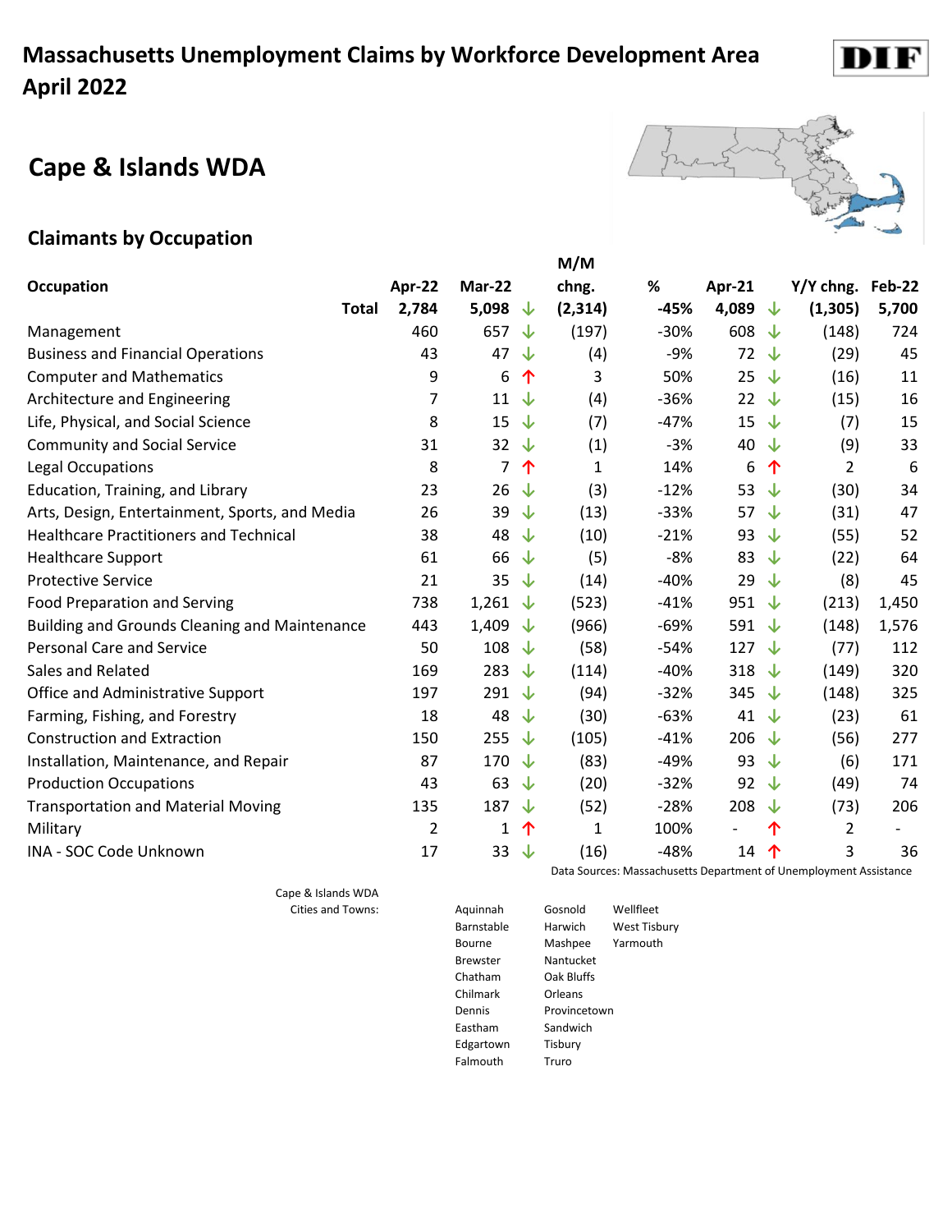# Massachusetts Unemployment Claims by Workforce Development Area
# April 2022

## Cape & Islands WDA

### Claimants by Occupation

| Occupation | Apr-22 | Mar-22 | | M/M chng. | % | Apr-21 | | Y/Y chng. | Feb-22 |
|---|---|---|---|---|---|---|---|---|---|
| Total | 2,784 | 5,098 | ↓ | (2,314) | -45% | 4,089 | ↓ | (1,305) | 5,700 |
| Management | 460 | 657 | ↓ | (197) | -30% | 608 | ↓ | (148) | 724 |
| Business and Financial Operations | 43 | 47 | ↓ | (4) | -9% | 72 | ↓ | (29) | 45 |
| Computer and Mathematics | 9 | 6 | ↑ | 3 | 50% | 25 | ↓ | (16) | 11 |
| Architecture and Engineering | 7 | 11 | ↓ | (4) | -36% | 22 | ↓ | (15) | 16 |
| Life, Physical, and Social Science | 8 | 15 | ↓ | (7) | -47% | 15 | ↓ | (7) | 15 |
| Community and Social Service | 31 | 32 | ↓ | (1) | -3% | 40 | ↓ | (9) | 33 |
| Legal Occupations | 8 | 7 | ↑ | 1 | 14% | 6 | ↑ | 2 | 6 |
| Education, Training, and Library | 23 | 26 | ↓ | (3) | -12% | 53 | ↓ | (30) | 34 |
| Arts, Design, Entertainment, Sports, and Media | 26 | 39 | ↓ | (13) | -33% | 57 | ↓ | (31) | 47 |
| Healthcare Practitioners and Technical | 38 | 48 | ↓ | (10) | -21% | 93 | ↓ | (55) | 52 |
| Healthcare Support | 61 | 66 | ↓ | (5) | -8% | 83 | ↓ | (22) | 64 |
| Protective Service | 21 | 35 | ↓ | (14) | -40% | 29 | ↓ | (8) | 45 |
| Food Preparation and Serving | 738 | 1,261 | ↓ | (523) | -41% | 951 | ↓ | (213) | 1,450 |
| Building and Grounds Cleaning and Maintenance | 443 | 1,409 | ↓ | (966) | -69% | 591 | ↓ | (148) | 1,576 |
| Personal Care and Service | 50 | 108 | ↓ | (58) | -54% | 127 | ↓ | (77) | 112 |
| Sales and Related | 169 | 283 | ↓ | (114) | -40% | 318 | ↓ | (149) | 320 |
| Office and Administrative Support | 197 | 291 | ↓ | (94) | -32% | 345 | ↓ | (148) | 325 |
| Farming, Fishing, and Forestry | 18 | 48 | ↓ | (30) | -63% | 41 | ↓ | (23) | 61 |
| Construction and Extraction | 150 | 255 | ↓ | (105) | -41% | 206 | ↓ | (56) | 277 |
| Installation, Maintenance, and Repair | 87 | 170 | ↓ | (83) | -49% | 93 | ↓ | (6) | 171 |
| Production Occupations | 43 | 63 | ↓ | (20) | -32% | 92 | ↓ | (49) | 74 |
| Transportation and Material Moving | 135 | 187 | ↓ | (52) | -28% | 208 | ↓ | (73) | 206 |
| Military | 2 | 1 | ↑ | 1 | 100% | - | ↑ | 2 | - |
| INA - SOC Code Unknown | 17 | 33 | ↓ | (16) | -48% | 14 | ↑ | 3 | 36 |

Data Sources: Massachusetts Department of Unemployment Assistance

Cape & Islands WDA Cities and Towns:

Aquinnah, Barnstable, Bourne, Brewster, Chatham, Chilmark, Dennis, Eastham, Edgartown, Falmouth, Gosnold, Harwich, Mashpee, Nantucket, Oak Bluffs, Orleans, Provincetown, Sandwich, Tisbury, Truro, Wellfleet, West Tisbury, Yarmouth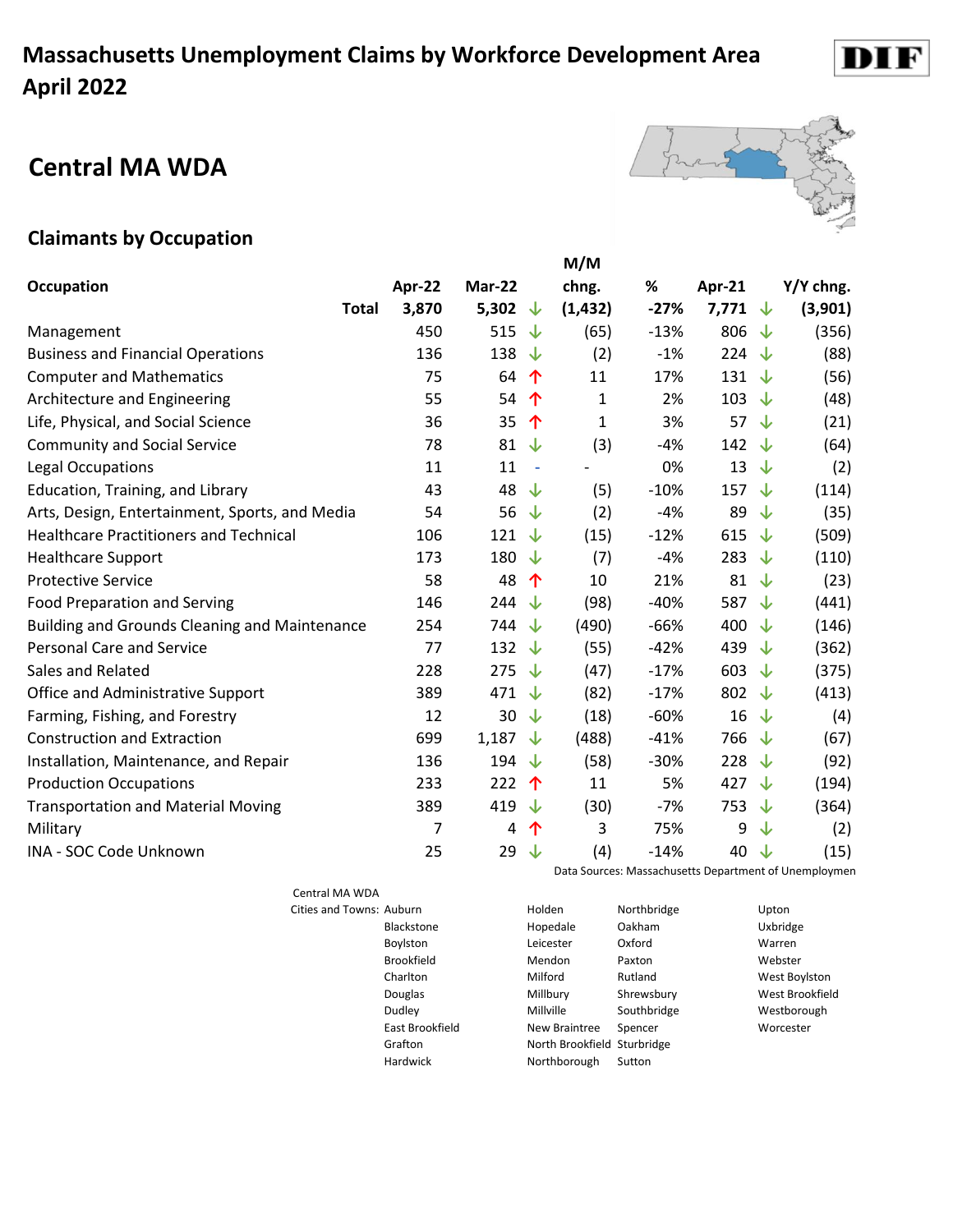# Massachusetts Unemployment Claims by Workforce Development Area April 2022

## Central MA WDA

### Claimants by Occupation

| Occupation | Apr-22 | Mar-22 | | M/M chng. | % | Apr-21 | | Y/Y chng. |
|---|---|---|---|---|---|---|---|---|
| **Total** | **3,870** | **5,302** | ↓ | **(1,432)** | **-27%** | **7,771** | ↓ | **(3,901)** |
| Management | 450 | 515 | ↓ | (65) | -13% | 806 | ↓ | (356) |
| Business and Financial Operations | 136 | 138 | ↓ | (2) | -1% | 224 | ↓ | (88) |
| Computer and Mathematics | 75 | 64 | ↑ | 11 | 17% | 131 | ↓ | (56) |
| Architecture and Engineering | 55 | 54 | ↑ | 1 | 2% | 103 | ↓ | (48) |
| Life, Physical, and Social Science | 36 | 35 | ↑ | 1 | 3% | 57 | ↓ | (21) |
| Community and Social Service | 78 | 81 | ↓ | (3) | -4% | 142 | ↓ | (64) |
| Legal Occupations | 11 | 11 | - | - | 0% | 13 | ↓ | (2) |
| Education, Training, and Library | 43 | 48 | ↓ | (5) | -10% | 157 | ↓ | (114) |
| Arts, Design, Entertainment, Sports, and Media | 54 | 56 | ↓ | (2) | -4% | 89 | ↓ | (35) |
| Healthcare Practitioners and Technical | 106 | 121 | ↓ | (15) | -12% | 615 | ↓ | (509) |
| Healthcare Support | 173 | 180 | ↓ | (7) | -4% | 283 | ↓ | (110) |
| Protective Service | 58 | 48 | ↑ | 10 | 21% | 81 | ↓ | (23) |
| Food Preparation and Serving | 146 | 244 | ↓ | (98) | -40% | 587 | ↓ | (441) |
| Building and Grounds Cleaning and Maintenance | 254 | 744 | ↓ | (490) | -66% | 400 | ↓ | (146) |
| Personal Care and Service | 77 | 132 | ↓ | (55) | -42% | 439 | ↓ | (362) |
| Sales and Related | 228 | 275 | ↓ | (47) | -17% | 603 | ↓ | (375) |
| Office and Administrative Support | 389 | 471 | ↓ | (82) | -17% | 802 | ↓ | (413) |
| Farming, Fishing, and Forestry | 12 | 30 | ↓ | (18) | -60% | 16 | ↓ | (4) |
| Construction and Extraction | 699 | 1,187 | ↓ | (488) | -41% | 766 | ↓ | (67) |
| Installation, Maintenance, and Repair | 136 | 194 | ↓ | (58) | -30% | 228 | ↓ | (92) |
| Production Occupations | 233 | 222 | ↑ | 11 | 5% | 427 | ↓ | (194) |
| Transportation and Material Moving | 389 | 419 | ↓ | (30) | -7% | 753 | ↓ | (364) |
| Military | 7 | 4 | ↑ | 3 | 75% | 9 | ↓ | (2) |
| INA - SOC Code Unknown | 25 | 29 | ↓ | (4) | -14% | 40 | ↓ | (15) |

Data Sources: Massachusetts Department of Unemploymen

Central MA WDA

Cities and Towns: Auburn, Blackstone, Boylston, Brookfield, Charlton, Douglas, Dudley, East Brookfield, Grafton, Hardwick, Holden, Hopedale, Leicester, Mendon, Milford, Millbury, Millville, New Braintree, North Brookfield, Northborough, Northbridge, Oakham, Oxford, Paxton, Rutland, Shrewsbury, Southbridge, Spencer, Sturbridge, Sutton, Upton, Uxbridge, Warren, Webster, West Boylston, West Brookfield, Westborough, Worcester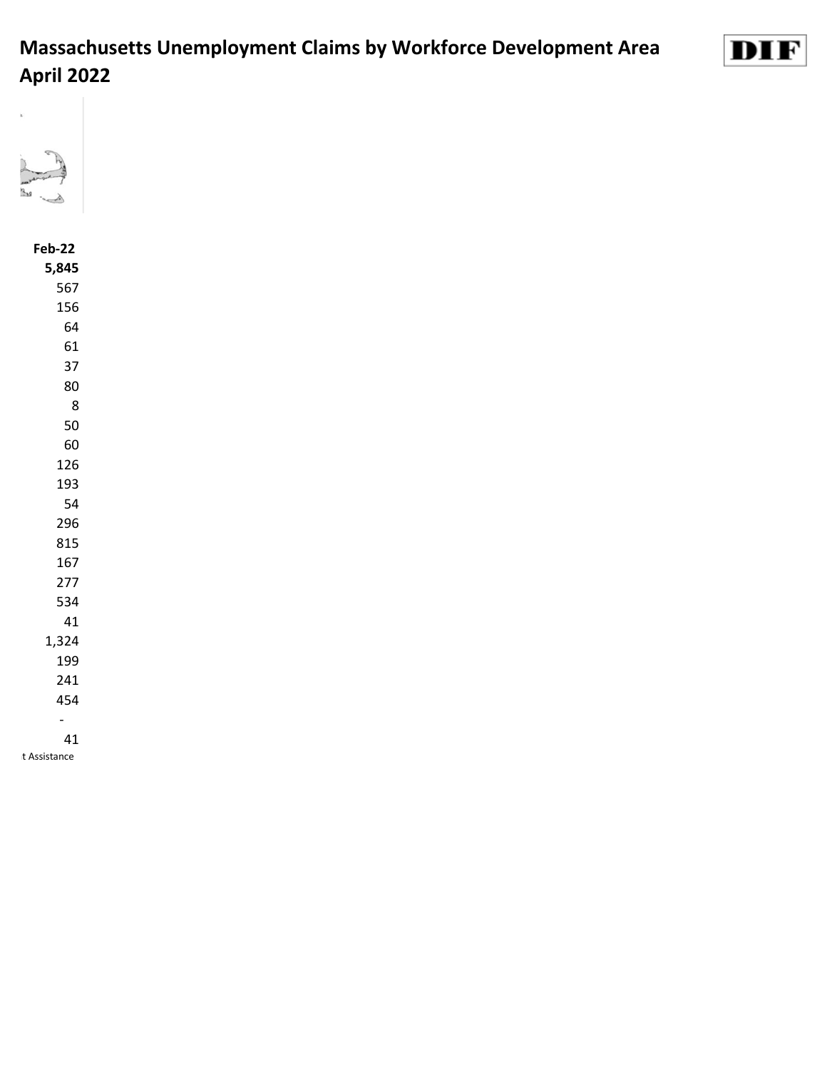# Massachusetts Unemployment Claims by Workforce Development Area

# April 2022

DIF

| Feb-22 |
| --- |
| **5,845** |
| 567 |
| 156 |
| 64 |
| 61 |
| 37 |
| 80 |
| 8 |
| 50 |
| 60 |
| 126 |
| 193 |
| 54 |
| 296 |
| 815 |
| 167 |
| 277 |
| 534 |
| 41 |
| 1,324 |
| 199 |
| 241 |
| 454 |
| - |
| 41 |

t Assistance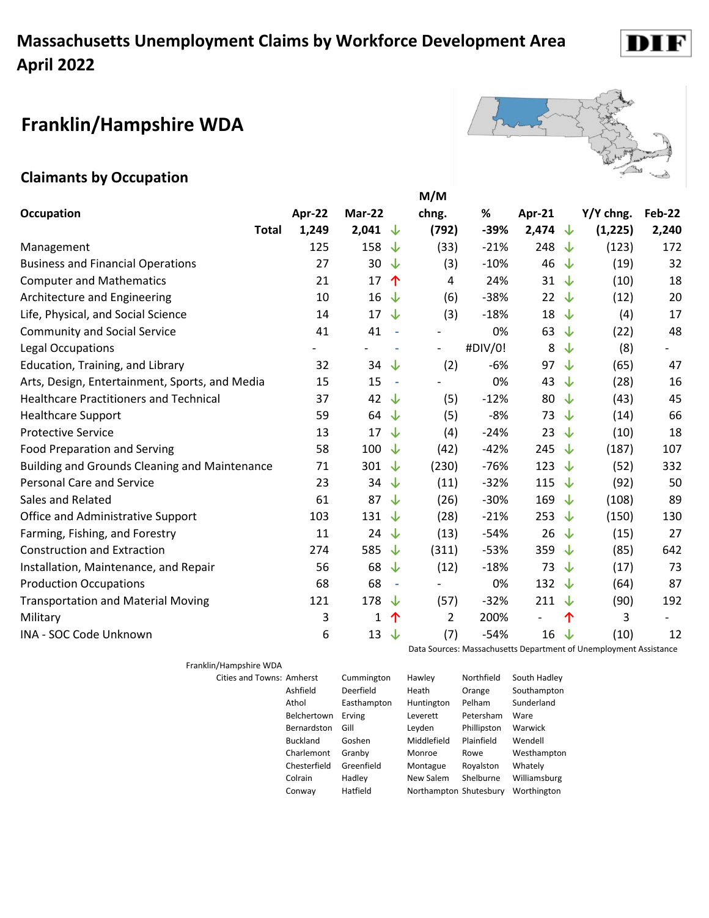# Massachusetts Unemployment Claims by Workforce Development Area April 2022

DIF

## Franklin/Hampshire WDA

### Claimants by Occupation

| Occupation | Apr-22 | Mar-22 | | M/M chng. | % | Apr-21 | | Y/Y chng. | Feb-22 |
|---|---|---|---|---|---|---|---|---|---|
| **Total** | **1,249** | **2,041** | ↓ | **(792)** | **-39%** | **2,474** | ↓ | **(1,225)** | **2,240** |
| Management | 125 | 158 | ↓ | (33) | -21% | 248 | ↓ | (123) | 172 |
| Business and Financial Operations | 27 | 30 | ↓ | (3) | -10% | 46 | ↓ | (19) | 32 |
| Computer and Mathematics | 21 | 17 | ↑ | 4 | 24% | 31 | ↓ | (10) | 18 |
| Architecture and Engineering | 10 | 16 | ↓ | (6) | -38% | 22 | ↓ | (12) | 20 |
| Life, Physical, and Social Science | 14 | 17 | ↓ | (3) | -18% | 18 | ↓ | (4) | 17 |
| Community and Social Service | 41 | 41 | - | - | 0% | 63 | ↓ | (22) | 48 |
| Legal Occupations | - | - | - | - | #DIV/0! | 8 | ↓ | (8) | - |
| Education, Training, and Library | 32 | 34 | ↓ | (2) | -6% | 97 | ↓ | (65) | 47 |
| Arts, Design, Entertainment, Sports, and Media | 15 | 15 | - | - | 0% | 43 | ↓ | (28) | 16 |
| Healthcare Practitioners and Technical | 37 | 42 | ↓ | (5) | -12% | 80 | ↓ | (43) | 45 |
| Healthcare Support | 59 | 64 | ↓ | (5) | -8% | 73 | ↓ | (14) | 66 |
| Protective Service | 13 | 17 | ↓ | (4) | -24% | 23 | ↓ | (10) | 18 |
| Food Preparation and Serving | 58 | 100 | ↓ | (42) | -42% | 245 | ↓ | (187) | 107 |
| Building and Grounds Cleaning and Maintenance | 71 | 301 | ↓ | (230) | -76% | 123 | ↓ | (52) | 332 |
| Personal Care and Service | 23 | 34 | ↓ | (11) | -32% | 115 | ↓ | (92) | 50 |
| Sales and Related | 61 | 87 | ↓ | (26) | -30% | 169 | ↓ | (108) | 89 |
| Office and Administrative Support | 103 | 131 | ↓ | (28) | -21% | 253 | ↓ | (150) | 130 |
| Farming, Fishing, and Forestry | 11 | 24 | ↓ | (13) | -54% | 26 | ↓ | (15) | 27 |
| Construction and Extraction | 274 | 585 | ↓ | (311) | -53% | 359 | ↓ | (85) | 642 |
| Installation, Maintenance, and Repair | 56 | 68 | ↓ | (12) | -18% | 73 | ↓ | (17) | 73 |
| Production Occupations | 68 | 68 | - | - | 0% | 132 | ↓ | (64) | 87 |
| Transportation and Material Moving | 121 | 178 | ↓ | (57) | -32% | 211 | ↓ | (90) | 192 |
| Military | 3 | 1 | ↑ | 2 | 200% | - | ↑ | 3 | - |
| INA - SOC Code Unknown | 6 | 13 | ↓ | (7) | -54% | 16 | ↓ | (10) | 12 |

Data Sources: Massachusetts Department of Unemployment Assistance

Franklin/Hampshire WDA

Cities and Towns: Amherst, Ashfield, Athol, Belchertown, Bernardston, Buckland, Charlemont, Chesterfield, Colrain, Conway, Cummington, Deerfield, Easthampton, Erving, Gill, Goshen, Granby, Greenfield, Hadley, Hatfield, Hawley, Heath, Huntington, Leverett, Leyden, Middlefield, Monroe, Montague, New Salem, Northampton, Northfield, Orange, Pelham, Petersham, Phillipston, Plainfield, Rowe, Royalston, Shelburne, Shutesbury, South Hadley, Southampton, Sunderland, Ware, Warwick, Wendell, Westhampton, Whately, Williamsburg, Worthington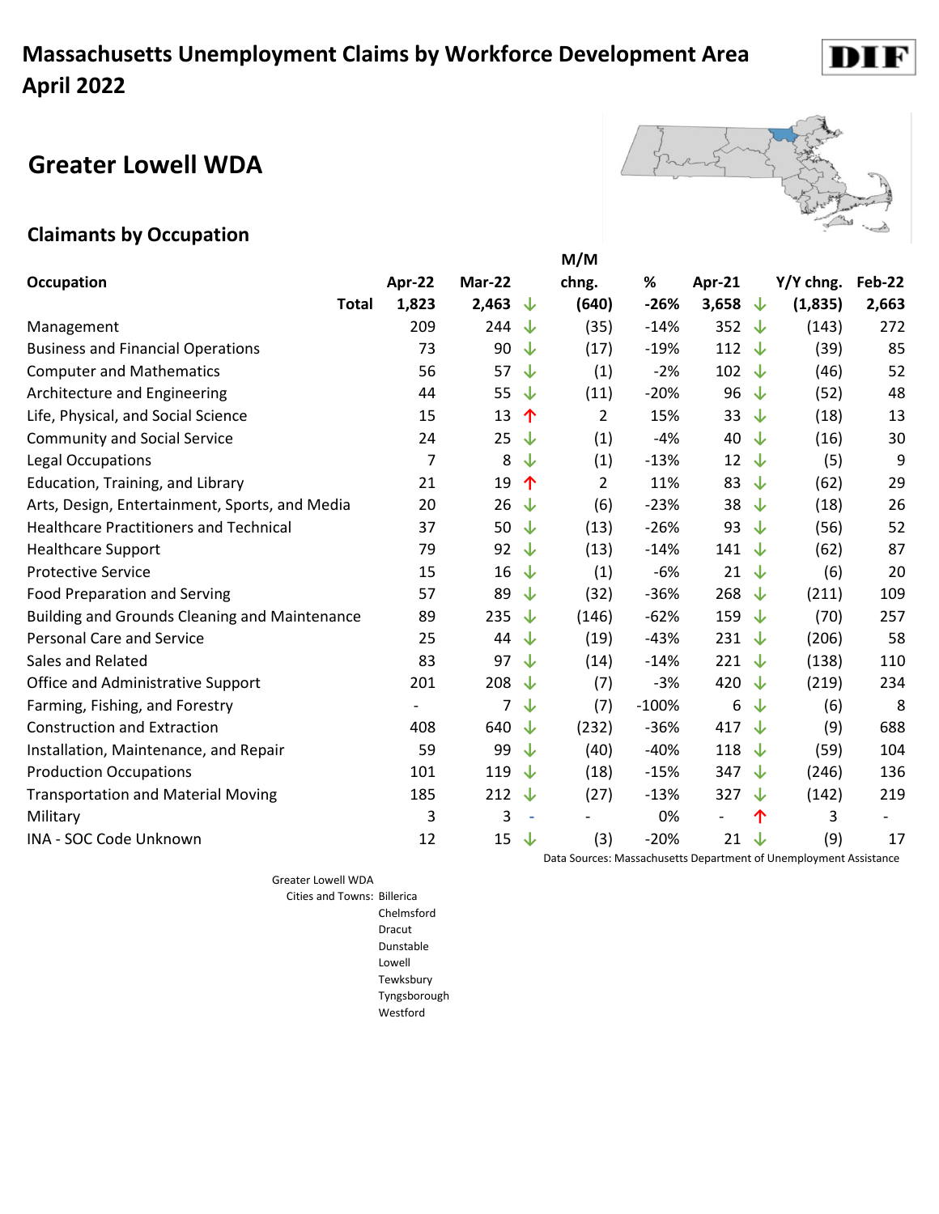# Massachusetts Unemployment Claims by Workforce Development Area April 2022

## Greater Lowell WDA

### Claimants by Occupation

| Occupation | | Apr-22 | Mar-22 | | M/M chng. | % | Apr-21 | | Y/Y chng. | Feb-22 |
|---|---|---|---|---|---|---|---|---|---|---|
| | **Total** | **1,823** | **2,463** | ↓ | **(640)** | **-26%** | **3,658** | ↓ | **(1,835)** | **2,663** |
| Management | | 209 | 244 | ↓ | (35) | -14% | 352 | ↓ | (143) | 272 |
| Business and Financial Operations | | 73 | 90 | ↓ | (17) | -19% | 112 | ↓ | (39) | 85 |
| Computer and Mathematics | | 56 | 57 | ↓ | (1) | -2% | 102 | ↓ | (46) | 52 |
| Architecture and Engineering | | 44 | 55 | ↓ | (11) | -20% | 96 | ↓ | (52) | 48 |
| Life, Physical, and Social Science | | 15 | 13 | ↑ | 2 | 15% | 33 | ↓ | (18) | 13 |
| Community and Social Service | | 24 | 25 | ↓ | (1) | -4% | 40 | ↓ | (16) | 30 |
| Legal Occupations | | 7 | 8 | ↓ | (1) | -13% | 12 | ↓ | (5) | 9 |
| Education, Training, and Library | | 21 | 19 | ↑ | 2 | 11% | 83 | ↓ | (62) | 29 |
| Arts, Design, Entertainment, Sports, and Media | | 20 | 26 | ↓ | (6) | -23% | 38 | ↓ | (18) | 26 |
| Healthcare Practitioners and Technical | | 37 | 50 | ↓ | (13) | -26% | 93 | ↓ | (56) | 52 |
| Healthcare Support | | 79 | 92 | ↓ | (13) | -14% | 141 | ↓ | (62) | 87 |
| Protective Service | | 15 | 16 | ↓ | (1) | -6% | 21 | ↓ | (6) | 20 |
| Food Preparation and Serving | | 57 | 89 | ↓ | (32) | -36% | 268 | ↓ | (211) | 109 |
| Building and Grounds Cleaning and Maintenance | | 89 | 235 | ↓ | (146) | -62% | 159 | ↓ | (70) | 257 |
| Personal Care and Service | | 25 | 44 | ↓ | (19) | -43% | 231 | ↓ | (206) | 58 |
| Sales and Related | | 83 | 97 | ↓ | (14) | -14% | 221 | ↓ | (138) | 110 |
| Office and Administrative Support | | 201 | 208 | ↓ | (7) | -3% | 420 | ↓ | (219) | 234 |
| Farming, Fishing, and Forestry | | - | 7 | ↓ | (7) | -100% | 6 | ↓ | (6) | 8 |
| Construction and Extraction | | 408 | 640 | ↓ | (232) | -36% | 417 | ↓ | (9) | 688 |
| Installation, Maintenance, and Repair | | 59 | 99 | ↓ | (40) | -40% | 118 | ↓ | (59) | 104 |
| Production Occupations | | 101 | 119 | ↓ | (18) | -15% | 347 | ↓ | (246) | 136 |
| Transportation and Material Moving | | 185 | 212 | ↓ | (27) | -13% | 327 | ↓ | (142) | 219 |
| Military | | 3 | 3 | - | - | 0% | - | ↑ | 3 | - |
| INA - SOC Code Unknown | | 12 | 15 | ↓ | (3) | -20% | 21 | ↓ | (9) | 17 |

Data Sources: Massachusetts Department of Unemployment Assistance

Greater Lowell WDA
Cities and Towns: Billerica
Chelmsford
Dracut
Dunstable
Lowell
Tewksbury
Tyngsborough
Westford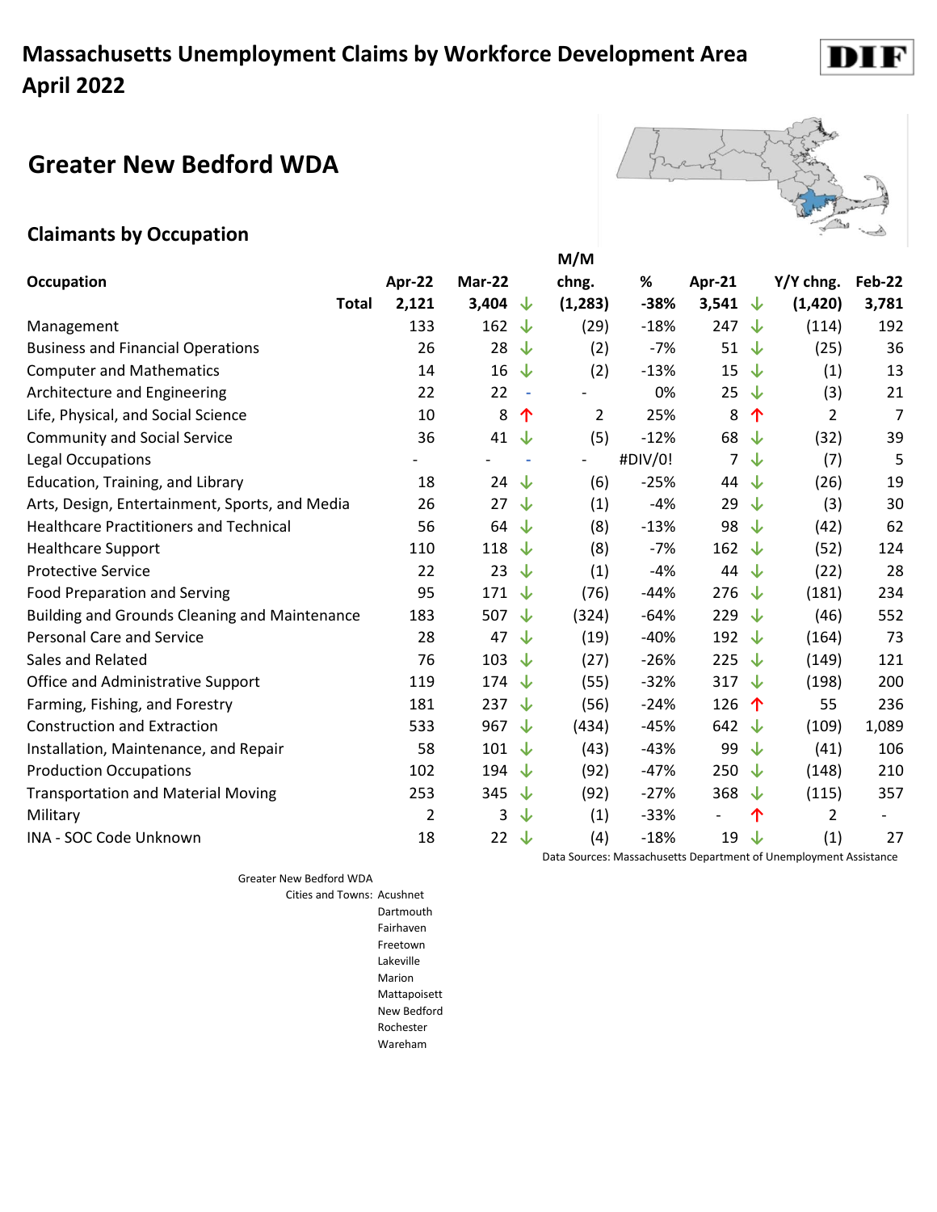# Massachusetts Unemployment Claims by Workforce Development Area
# April 2022

## Greater New Bedford WDA

### Claimants by Occupation

| Occupation | Apr-22 | Mar-22 | | M/M chng. | % | Apr-21 | | Y/Y chng. | Feb-22 |
|---|---|---|---|---|---|---|---|---|---|
| **Total** | **2,121** | **3,404** | ↓ | **(1,283)** | **-38%** | **3,541** | ↓ | **(1,420)** | **3,781** |
| Management | 133 | 162 | ↓ | (29) | -18% | 247 | ↓ | (114) | 192 |
| Business and Financial Operations | 26 | 28 | ↓ | (2) | -7% | 51 | ↓ | (25) | 36 |
| Computer and Mathematics | 14 | 16 | ↓ | (2) | -13% | 15 | ↓ | (1) | 13 |
| Architecture and Engineering | 22 | 22 | - | - | 0% | 25 | ↓ | (3) | 21 |
| Life, Physical, and Social Science | 10 | 8 | ↑ | 2 | 25% | 8 | ↑ | 2 | 7 |
| Community and Social Service | 36 | 41 | ↓ | (5) | -12% | 68 | ↓ | (32) | 39 |
| Legal Occupations | - | - | - | - | #DIV/0! | 7 | ↓ | (7) | 5 |
| Education, Training, and Library | 18 | 24 | ↓ | (6) | -25% | 44 | ↓ | (26) | 19 |
| Arts, Design, Entertainment, Sports, and Media | 26 | 27 | ↓ | (1) | -4% | 29 | ↓ | (3) | 30 |
| Healthcare Practitioners and Technical | 56 | 64 | ↓ | (8) | -13% | 98 | ↓ | (42) | 62 |
| Healthcare Support | 110 | 118 | ↓ | (8) | -7% | 162 | ↓ | (52) | 124 |
| Protective Service | 22 | 23 | ↓ | (1) | -4% | 44 | ↓ | (22) | 28 |
| Food Preparation and Serving | 95 | 171 | ↓ | (76) | -44% | 276 | ↓ | (181) | 234 |
| Building and Grounds Cleaning and Maintenance | 183 | 507 | ↓ | (324) | -64% | 229 | ↓ | (46) | 552 |
| Personal Care and Service | 28 | 47 | ↓ | (19) | -40% | 192 | ↓ | (164) | 73 |
| Sales and Related | 76 | 103 | ↓ | (27) | -26% | 225 | ↓ | (149) | 121 |
| Office and Administrative Support | 119 | 174 | ↓ | (55) | -32% | 317 | ↓ | (198) | 200 |
| Farming, Fishing, and Forestry | 181 | 237 | ↓ | (56) | -24% | 126 | ↑ | 55 | 236 |
| Construction and Extraction | 533 | 967 | ↓ | (434) | -45% | 642 | ↓ | (109) | 1,089 |
| Installation, Maintenance, and Repair | 58 | 101 | ↓ | (43) | -43% | 99 | ↓ | (41) | 106 |
| Production Occupations | 102 | 194 | ↓ | (92) | -47% | 250 | ↓ | (148) | 210 |
| Transportation and Material Moving | 253 | 345 | ↓ | (92) | -27% | 368 | ↓ | (115) | 357 |
| Military | 2 | 3 | ↓ | (1) | -33% | - | ↑ | 2 | - |
| INA - SOC Code Unknown | 18 | 22 | ↓ | (4) | -18% | 19 | ↓ | (1) | 27 |

Data Sources: Massachusetts Department of Unemployment Assistance

Greater New Bedford WDA
Cities and Towns: Acushnet
Dartmouth
Fairhaven
Freetown
Lakeville
Marion
Mattapoisett
New Bedford
Rochester
Wareham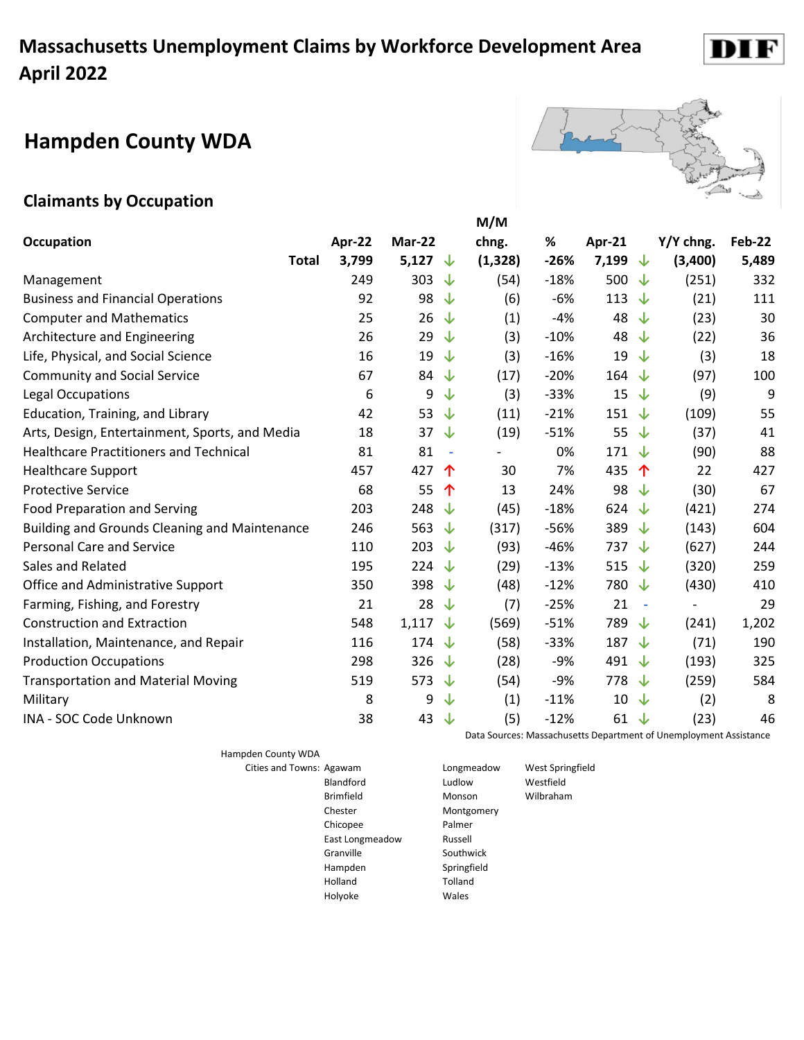# Massachusetts Unemployment Claims by Workforce Development Area
# April 2022

## Hampden County WDA

### Claimants by Occupation

| Occupation | Apr-22 | Mar-22 | | M/M chng. | % | Apr-21 | | Y/Y chng. | Feb-22 |
|---|---|---|---|---|---|---|---|---|---|
| **Total** | **3,799** | **5,127** | ↓ | **(1,328)** | **-26%** | **7,199** | ↓ | **(3,400)** | **5,489** |
| Management | 249 | 303 | ↓ | (54) | -18% | 500 | ↓ | (251) | 332 |
| Business and Financial Operations | 92 | 98 | ↓ | (6) | -6% | 113 | ↓ | (21) | 111 |
| Computer and Mathematics | 25 | 26 | ↓ | (1) | -4% | 48 | ↓ | (23) | 30 |
| Architecture and Engineering | 26 | 29 | ↓ | (3) | -10% | 48 | ↓ | (22) | 36 |
| Life, Physical, and Social Science | 16 | 19 | ↓ | (3) | -16% | 19 | ↓ | (3) | 18 |
| Community and Social Service | 67 | 84 | ↓ | (17) | -20% | 164 | ↓ | (97) | 100 |
| Legal Occupations | 6 | 9 | ↓ | (3) | -33% | 15 | ↓ | (9) | 9 |
| Education, Training, and Library | 42 | 53 | ↓ | (11) | -21% | 151 | ↓ | (109) | 55 |
| Arts, Design, Entertainment, Sports, and Media | 18 | 37 | ↓ | (19) | -51% | 55 | ↓ | (37) | 41 |
| Healthcare Practitioners and Technical | 81 | 81 | - | - | 0% | 171 | ↓ | (90) | 88 |
| Healthcare Support | 457 | 427 | ↑ | 30 | 7% | 435 | ↑ | 22 | 427 |
| Protective Service | 68 | 55 | ↑ | 13 | 24% | 98 | ↓ | (30) | 67 |
| Food Preparation and Serving | 203 | 248 | ↓ | (45) | -18% | 624 | ↓ | (421) | 274 |
| Building and Grounds Cleaning and Maintenance | 246 | 563 | ↓ | (317) | -56% | 389 | ↓ | (143) | 604 |
| Personal Care and Service | 110 | 203 | ↓ | (93) | -46% | 737 | ↓ | (627) | 244 |
| Sales and Related | 195 | 224 | ↓ | (29) | -13% | 515 | ↓ | (320) | 259 |
| Office and Administrative Support | 350 | 398 | ↓ | (48) | -12% | 780 | ↓ | (430) | 410 |
| Farming, Fishing, and Forestry | 21 | 28 | ↓ | (7) | -25% | 21 | - | - | 29 |
| Construction and Extraction | 548 | 1,117 | ↓ | (569) | -51% | 789 | ↓ | (241) | 1,202 |
| Installation, Maintenance, and Repair | 116 | 174 | ↓ | (58) | -33% | 187 | ↓ | (71) | 190 |
| Production Occupations | 298 | 326 | ↓ | (28) | -9% | 491 | ↓ | (193) | 325 |
| Transportation and Material Moving | 519 | 573 | ↓ | (54) | -9% | 778 | ↓ | (259) | 584 |
| Military | 8 | 9 | ↓ | (1) | -11% | 10 | ↓ | (2) | 8 |
| INA - SOC Code Unknown | 38 | 43 | ↓ | (5) | -12% | 61 | ↓ | (23) | 46 |

Data Sources: Massachusetts Department of Unemployment Assistance

Hampden County WDA

Cities and Towns: Agawam, Blandford, Brimfield, Chester, Chicopee, East Longmeadow, Granville, Hampden, Holland, Holyoke, Longmeadow, Ludlow, Monson, Montgomery, Palmer, Russell, Southwick, Springfield, Tolland, Wales, West Springfield, Westfield, Wilbraham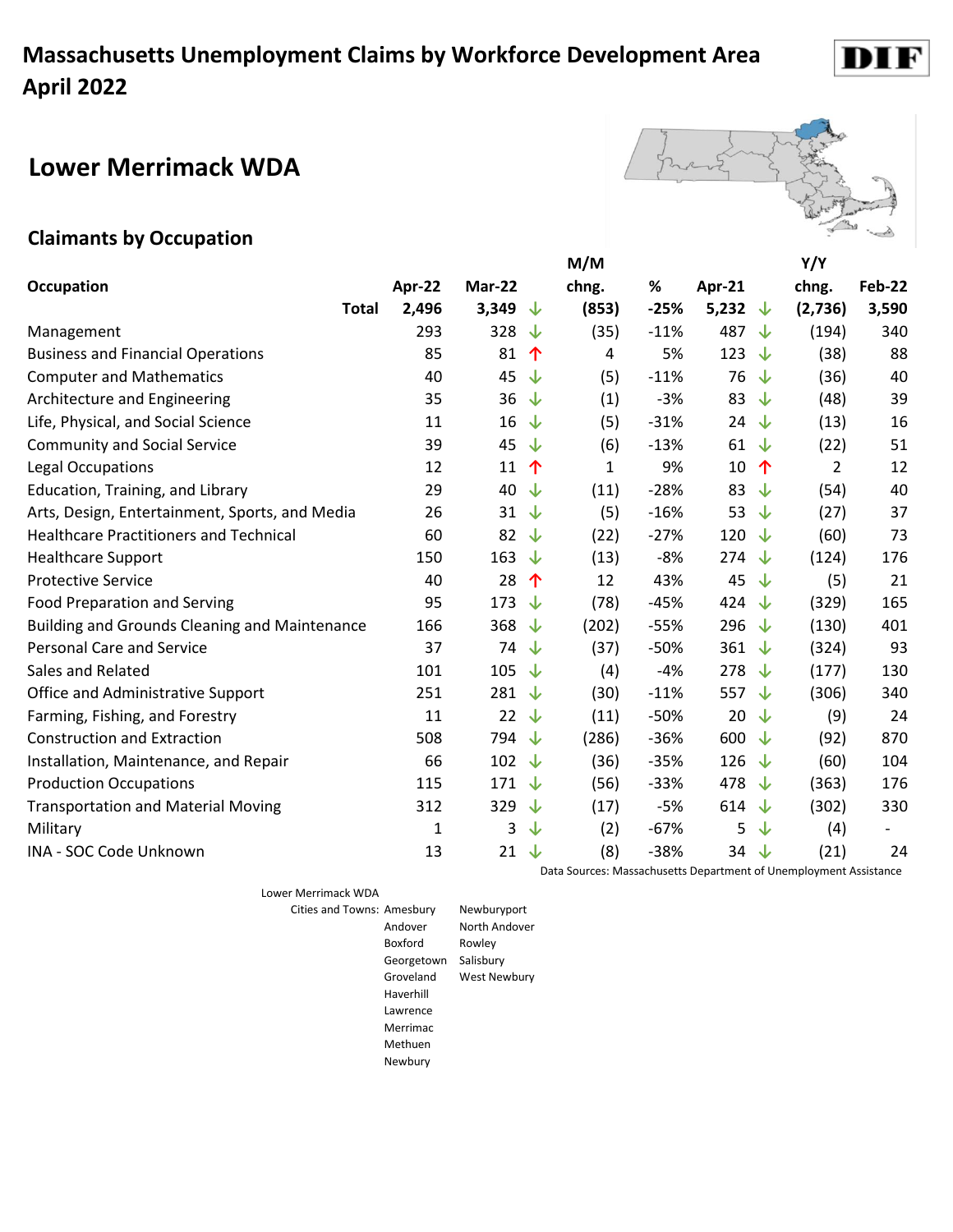# Massachusetts Unemployment Claims by Workforce Development Area April 2022

## Lower Merrimack WDA

### Claimants by Occupation

| Occupation | Apr-22 | Mar-22 | M/M chng. | % | Apr-21 | Y/Y chng. | Feb-22 |
|---|---|---|---|---|---|---|---|
| **Total** | **2,496** | **3,349** ↓ | **(853)** | **-25%** | **5,232** ↓ | **(2,736)** | **3,590** |
| Management | 293 | 328 ↓ | (35) | -11% | 487 ↓ | (194) | 340 |
| Business and Financial Operations | 85 | 81 ↑ | 4 | 5% | 123 ↓ | (38) | 88 |
| Computer and Mathematics | 40 | 45 ↓ | (5) | -11% | 76 ↓ | (36) | 40 |
| Architecture and Engineering | 35 | 36 ↓ | (1) | -3% | 83 ↓ | (48) | 39 |
| Life, Physical, and Social Science | 11 | 16 ↓ | (5) | -31% | 24 ↓ | (13) | 16 |
| Community and Social Service | 39 | 45 ↓ | (6) | -13% | 61 ↓ | (22) | 51 |
| Legal Occupations | 12 | 11 ↑ | 1 | 9% | 10 ↑ | 2 | 12 |
| Education, Training, and Library | 29 | 40 ↓ | (11) | -28% | 83 ↓ | (54) | 40 |
| Arts, Design, Entertainment, Sports, and Media | 26 | 31 ↓ | (5) | -16% | 53 ↓ | (27) | 37 |
| Healthcare Practitioners and Technical | 60 | 82 ↓ | (22) | -27% | 120 ↓ | (60) | 73 |
| Healthcare Support | 150 | 163 ↓ | (13) | -8% | 274 ↓ | (124) | 176 |
| Protective Service | 40 | 28 ↑ | 12 | 43% | 45 ↓ | (5) | 21 |
| Food Preparation and Serving | 95 | 173 ↓ | (78) | -45% | 424 ↓ | (329) | 165 |
| Building and Grounds Cleaning and Maintenance | 166 | 368 ↓ | (202) | -55% | 296 ↓ | (130) | 401 |
| Personal Care and Service | 37 | 74 ↓ | (37) | -50% | 361 ↓ | (324) | 93 |
| Sales and Related | 101 | 105 ↓ | (4) | -4% | 278 ↓ | (177) | 130 |
| Office and Administrative Support | 251 | 281 ↓ | (30) | -11% | 557 ↓ | (306) | 340 |
| Farming, Fishing, and Forestry | 11 | 22 ↓ | (11) | -50% | 20 ↓ | (9) | 24 |
| Construction and Extraction | 508 | 794 ↓ | (286) | -36% | 600 ↓ | (92) | 870 |
| Installation, Maintenance, and Repair | 66 | 102 ↓ | (36) | -35% | 126 ↓ | (60) | 104 |
| Production Occupations | 115 | 171 ↓ | (56) | -33% | 478 ↓ | (363) | 176 |
| Transportation and Material Moving | 312 | 329 ↓ | (17) | -5% | 614 ↓ | (302) | 330 |
| Military | 1 | 3 ↓ | (2) | -67% | 5 ↓ | (4) | - |
| INA - SOC Code Unknown | 13 | 21 ↓ | (8) | -38% | 34 ↓ | (21) | 24 |

Data Sources: Massachusetts Department of Unemployment Assistance

Lower Merrimack WDA

Cities and Towns: Amesbury, Andover, Boxford, Georgetown, Groveland, Haverhill, Lawrence, Merrimac, Methuen, Newbury, Newburyport, North Andover, Rowley, Salisbury, West Newbury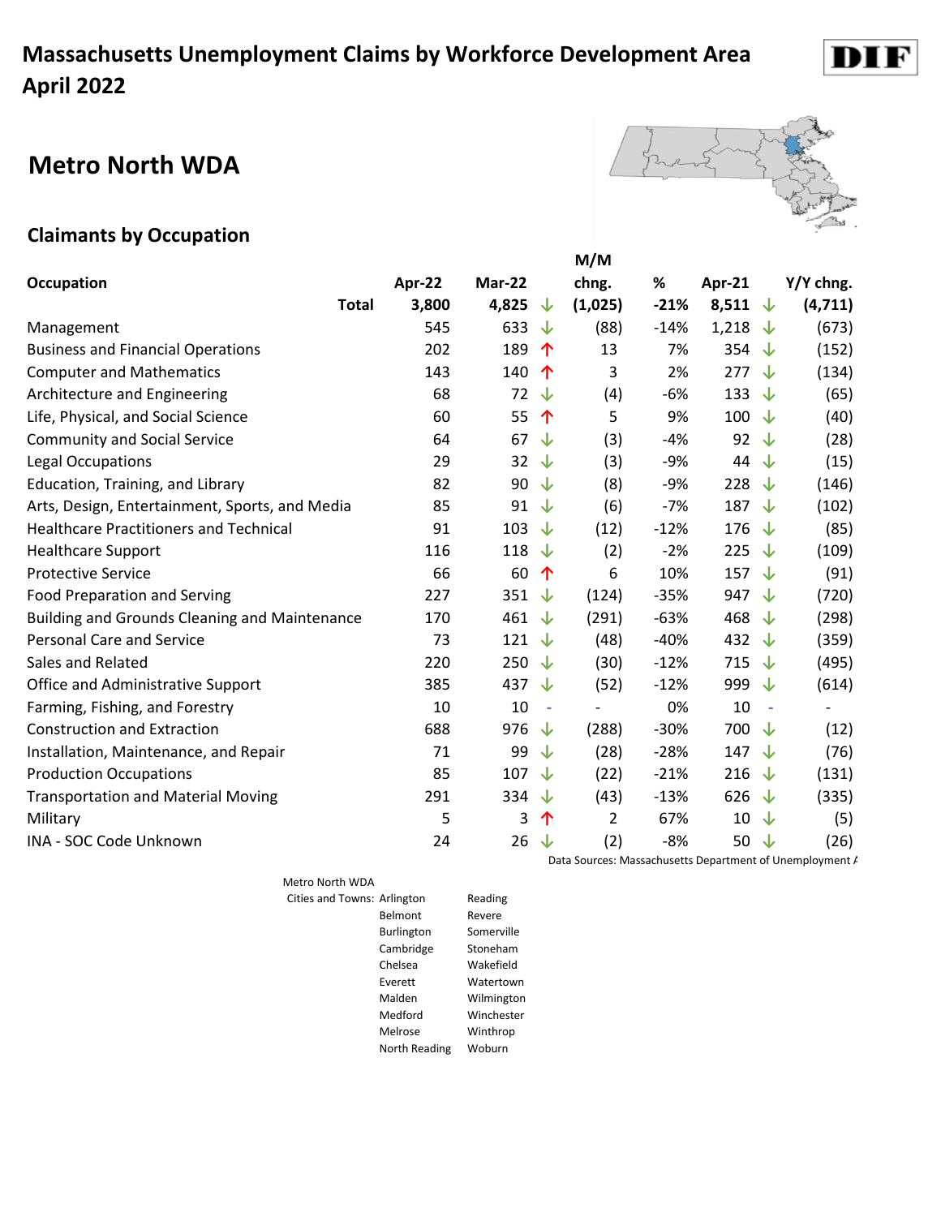# Massachusetts Unemployment Claims by Workforce Development Area
# April 2022

## Metro North WDA

### Claimants by Occupation

| Occupation | Apr-22 | Mar-22 | | M/M chng. | % | Apr-21 | | Y/Y chng. |
|---|---|---|---|---|---|---|---|---|
| **Total** | **3,800** | **4,825** | ↓ | **(1,025)** | **-21%** | **8,511** | ↓ | **(4,711)** |
| Management | 545 | 633 | ↓ | (88) | -14% | 1,218 | ↓ | (673) |
| Business and Financial Operations | 202 | 189 | ↑ | 13 | 7% | 354 | ↓ | (152) |
| Computer and Mathematics | 143 | 140 | ↑ | 3 | 2% | 277 | ↓ | (134) |
| Architecture and Engineering | 68 | 72 | ↓ | (4) | -6% | 133 | ↓ | (65) |
| Life, Physical, and Social Science | 60 | 55 | ↑ | 5 | 9% | 100 | ↓ | (40) |
| Community and Social Service | 64 | 67 | ↓ | (3) | -4% | 92 | ↓ | (28) |
| Legal Occupations | 29 | 32 | ↓ | (3) | -9% | 44 | ↓ | (15) |
| Education, Training, and Library | 82 | 90 | ↓ | (8) | -9% | 228 | ↓ | (146) |
| Arts, Design, Entertainment, Sports, and Media | 85 | 91 | ↓ | (6) | -7% | 187 | ↓ | (102) |
| Healthcare Practitioners and Technical | 91 | 103 | ↓ | (12) | -12% | 176 | ↓ | (85) |
| Healthcare Support | 116 | 118 | ↓ | (2) | -2% | 225 | ↓ | (109) |
| Protective Service | 66 | 60 | ↑ | 6 | 10% | 157 | ↓ | (91) |
| Food Preparation and Serving | 227 | 351 | ↓ | (124) | -35% | 947 | ↓ | (720) |
| Building and Grounds Cleaning and Maintenance | 170 | 461 | ↓ | (291) | -63% | 468 | ↓ | (298) |
| Personal Care and Service | 73 | 121 | ↓ | (48) | -40% | 432 | ↓ | (359) |
| Sales and Related | 220 | 250 | ↓ | (30) | -12% | 715 | ↓ | (495) |
| Office and Administrative Support | 385 | 437 | ↓ | (52) | -12% | 999 | ↓ | (614) |
| Farming, Fishing, and Forestry | 10 | 10 | - | - | 0% | 10 | - | - |
| Construction and Extraction | 688 | 976 | ↓ | (288) | -30% | 700 | ↓ | (12) |
| Installation, Maintenance, and Repair | 71 | 99 | ↓ | (28) | -28% | 147 | ↓ | (76) |
| Production Occupations | 85 | 107 | ↓ | (22) | -21% | 216 | ↓ | (131) |
| Transportation and Material Moving | 291 | 334 | ↓ | (43) | -13% | 626 | ↓ | (335) |
| Military | 5 | 3 | ↑ | 2 | 67% | 10 | ↓ | (5) |
| INA - SOC Code Unknown | 24 | 26 | ↓ | (2) | -8% | 50 | ↓ | (26) |

Data Sources: Massachusetts Department of Unemployment A

Metro North WDA

Cities and Towns: Arlington, Belmont, Burlington, Cambridge, Chelsea, Everett, Malden, Medford, Melrose, North Reading, Reading, Revere, Somerville, Stoneham, Wakefield, Watertown, Wilmington, Winchester, Winthrop, Woburn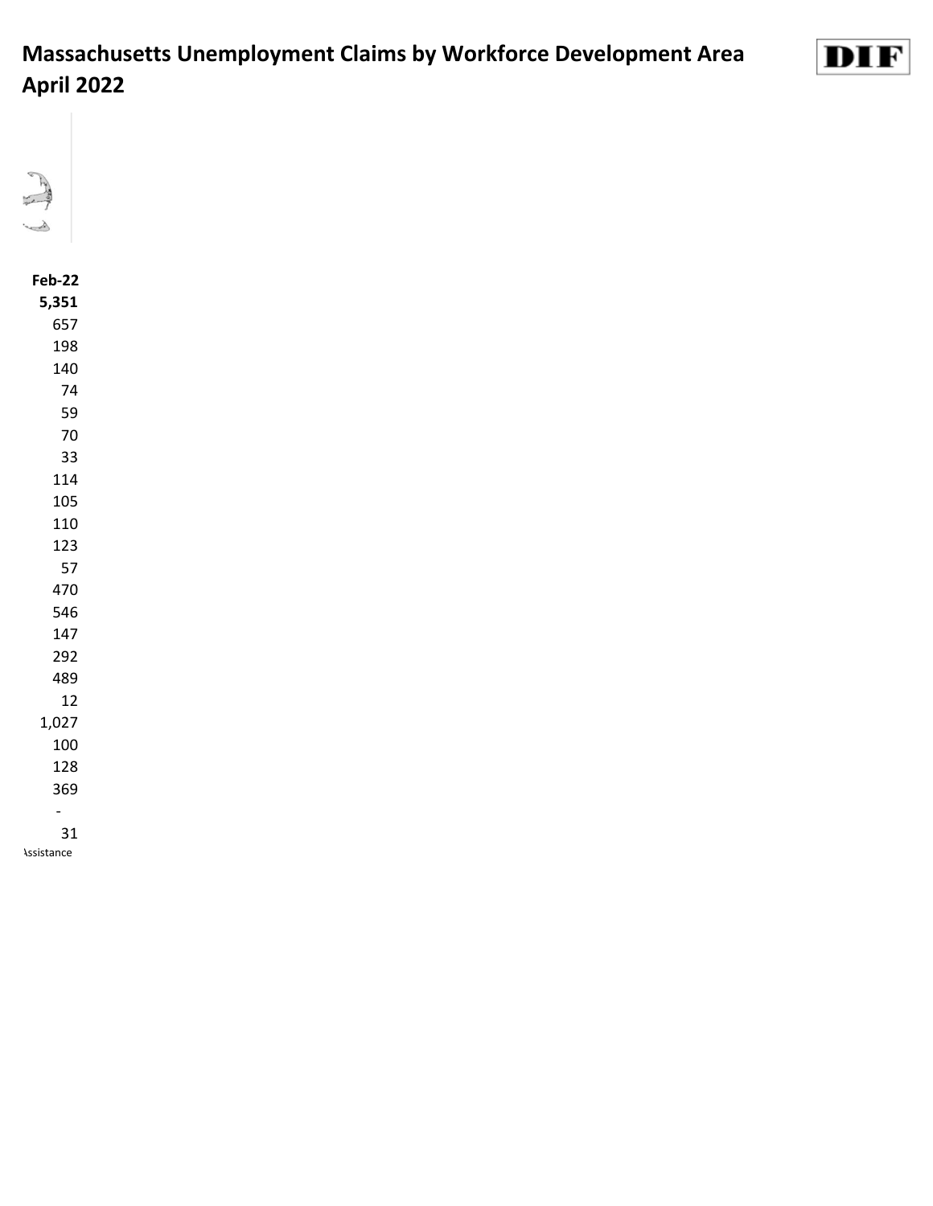# Massachusetts Unemployment Claims by Workforce Development Area
# April 2022

| Feb-22 |
|---|
| **5,351** |
| 657 |
| 198 |
| 140 |
| 74 |
| 59 |
| 70 |
| 33 |
| 114 |
| 105 |
| 110 |
| 123 |
| 57 |
| 470 |
| 546 |
| 147 |
| 292 |
| 489 |
| 12 |
| 1,027 |
| 100 |
| 128 |
| 369 |
| - |
| 31 |

Assistance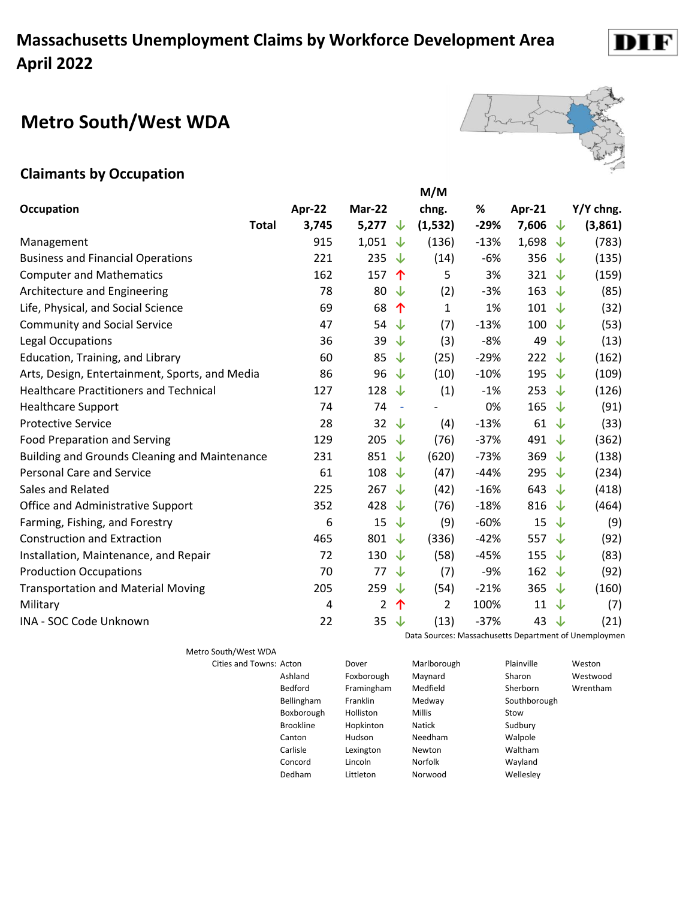# Massachusetts Unemployment Claims by Workforce Development Area
# April 2022

## Metro South/West WDA

### Claimants by Occupation

| Occupation | Apr-22 | Mar-22 | | M/M chng. | % | Apr-21 | | Y/Y chng. |
|---|---|---|---|---|---|---|---|---|
| **Total** | **3,745** | **5,277** | ↓ | **(1,532)** | **-29%** | **7,606** | ↓ | **(3,861)** |
| Management | 915 | 1,051 | ↓ | (136) | -13% | 1,698 | ↓ | (783) |
| Business and Financial Operations | 221 | 235 | ↓ | (14) | -6% | 356 | ↓ | (135) |
| Computer and Mathematics | 162 | 157 | ↑ | 5 | 3% | 321 | ↓ | (159) |
| Architecture and Engineering | 78 | 80 | ↓ | (2) | -3% | 163 | ↓ | (85) |
| Life, Physical, and Social Science | 69 | 68 | ↑ | 1 | 1% | 101 | ↓ | (32) |
| Community and Social Service | 47 | 54 | ↓ | (7) | -13% | 100 | ↓ | (53) |
| Legal Occupations | 36 | 39 | ↓ | (3) | -8% | 49 | ↓ | (13) |
| Education, Training, and Library | 60 | 85 | ↓ | (25) | -29% | 222 | ↓ | (162) |
| Arts, Design, Entertainment, Sports, and Media | 86 | 96 | ↓ | (10) | -10% | 195 | ↓ | (109) |
| Healthcare Practitioners and Technical | 127 | 128 | ↓ | (1) | -1% | 253 | ↓ | (126) |
| Healthcare Support | 74 | 74 | - | - | 0% | 165 | ↓ | (91) |
| Protective Service | 28 | 32 | ↓ | (4) | -13% | 61 | ↓ | (33) |
| Food Preparation and Serving | 129 | 205 | ↓ | (76) | -37% | 491 | ↓ | (362) |
| Building and Grounds Cleaning and Maintenance | 231 | 851 | ↓ | (620) | -73% | 369 | ↓ | (138) |
| Personal Care and Service | 61 | 108 | ↓ | (47) | -44% | 295 | ↓ | (234) |
| Sales and Related | 225 | 267 | ↓ | (42) | -16% | 643 | ↓ | (418) |
| Office and Administrative Support | 352 | 428 | ↓ | (76) | -18% | 816 | ↓ | (464) |
| Farming, Fishing, and Forestry | 6 | 15 | ↓ | (9) | -60% | 15 | ↓ | (9) |
| Construction and Extraction | 465 | 801 | ↓ | (336) | -42% | 557 | ↓ | (92) |
| Installation, Maintenance, and Repair | 72 | 130 | ↓ | (58) | -45% | 155 | ↓ | (83) |
| Production Occupations | 70 | 77 | ↓ | (7) | -9% | 162 | ↓ | (92) |
| Transportation and Material Moving | 205 | 259 | ↓ | (54) | -21% | 365 | ↓ | (160) |
| Military | 4 | 2 | ↑ | 2 | 100% | 11 | ↓ | (7) |
| INA - SOC Code Unknown | 22 | 35 | ↓ | (13) | -37% | 43 | ↓ | (21) |

Data Sources: Massachusetts Department of Unemploymen

Metro South/West WDA

Cities and Towns: Acton, Ashland, Bedford, Bellingham, Boxborough, Brookline, Canton, Carlisle, Concord, Dedham, Dover, Foxborough, Framingham, Franklin, Holliston, Hopkinton, Hudson, Lexington, Lincoln, Littleton, Marlborough, Maynard, Medfield, Medway, Millis, Natick, Needham, Newton, Norfolk, Norwood, Plainville, Sharon, Sherborn, Southborough, Stow, Sudbury, Walpole, Waltham, Wayland, Wellesley, Weston, Westwood, Wrentham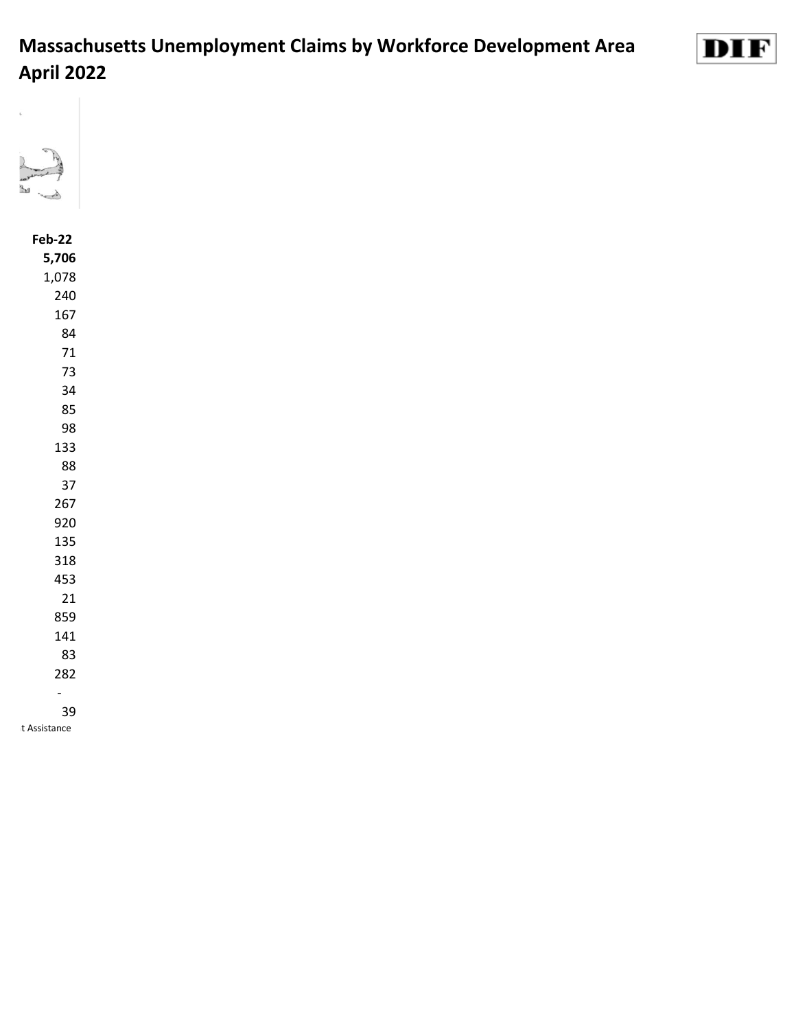# Massachusetts Unemployment Claims by Workforce Development Area
# April 2022

DIF

| Feb-22 |
| --- |
| **5,706** |
| 1,078 |
| 240 |
| 167 |
| 84 |
| 71 |
| 73 |
| 34 |
| 85 |
| 98 |
| 133 |
| 88 |
| 37 |
| 267 |
| 920 |
| 135 |
| 318 |
| 453 |
| 21 |
| 859 |
| 141 |
| 83 |
| 282 |
| - |
| 39 |

t Assistance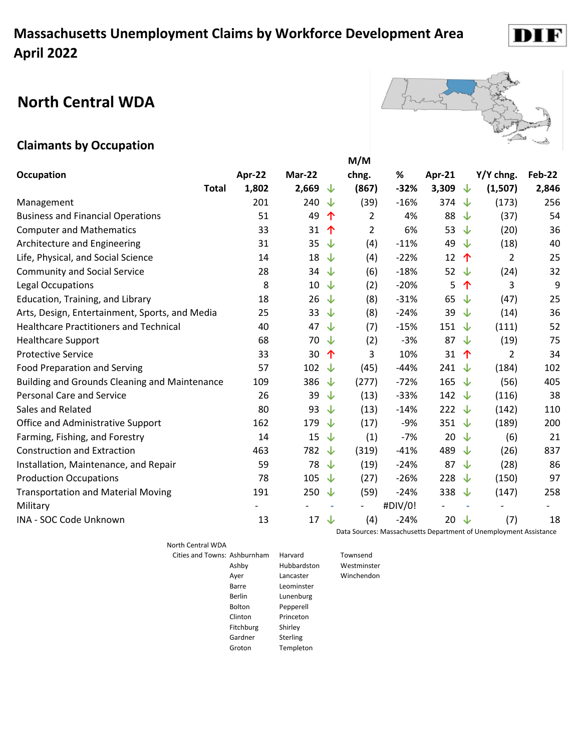# Massachusetts Unemployment Claims by Workforce Development Area April 2022

## North Central WDA

### Claimants by Occupation

| Occupation | Apr-22 | Mar-22 | | M/M chng. | % | Apr-21 | | Y/Y chng. | Feb-22 |
|---|---|---|---|---|---|---|---|---|---|
| **Total** | **1,802** | **2,669** | ↓ | **(867)** | **-32%** | **3,309** | ↓ | **(1,507)** | **2,846** |
| Management | 201 | 240 | ↓ | (39) | -16% | 374 | ↓ | (173) | 256 |
| Business and Financial Operations | 51 | 49 | ↑ | 2 | 4% | 88 | ↓ | (37) | 54 |
| Computer and Mathematics | 33 | 31 | ↑ | 2 | 6% | 53 | ↓ | (20) | 36 |
| Architecture and Engineering | 31 | 35 | ↓ | (4) | -11% | 49 | ↓ | (18) | 40 |
| Life, Physical, and Social Science | 14 | 18 | ↓ | (4) | -22% | 12 | ↑ | 2 | 25 |
| Community and Social Service | 28 | 34 | ↓ | (6) | -18% | 52 | ↓ | (24) | 32 |
| Legal Occupations | 8 | 10 | ↓ | (2) | -20% | 5 | ↑ | 3 | 9 |
| Education, Training, and Library | 18 | 26 | ↓ | (8) | -31% | 65 | ↓ | (47) | 25 |
| Arts, Design, Entertainment, Sports, and Media | 25 | 33 | ↓ | (8) | -24% | 39 | ↓ | (14) | 36 |
| Healthcare Practitioners and Technical | 40 | 47 | ↓ | (7) | -15% | 151 | ↓ | (111) | 52 |
| Healthcare Support | 68 | 70 | ↓ | (2) | -3% | 87 | ↓ | (19) | 75 |
| Protective Service | 33 | 30 | ↑ | 3 | 10% | 31 | ↑ | 2 | 34 |
| Food Preparation and Serving | 57 | 102 | ↓ | (45) | -44% | 241 | ↓ | (184) | 102 |
| Building and Grounds Cleaning and Maintenance | 109 | 386 | ↓ | (277) | -72% | 165 | ↓ | (56) | 405 |
| Personal Care and Service | 26 | 39 | ↓ | (13) | -33% | 142 | ↓ | (116) | 38 |
| Sales and Related | 80 | 93 | ↓ | (13) | -14% | 222 | ↓ | (142) | 110 |
| Office and Administrative Support | 162 | 179 | ↓ | (17) | -9% | 351 | ↓ | (189) | 200 |
| Farming, Fishing, and Forestry | 14 | 15 | ↓ | (1) | -7% | 20 | ↓ | (6) | 21 |
| Construction and Extraction | 463 | 782 | ↓ | (319) | -41% | 489 | ↓ | (26) | 837 |
| Installation, Maintenance, and Repair | 59 | 78 | ↓ | (19) | -24% | 87 | ↓ | (28) | 86 |
| Production Occupations | 78 | 105 | ↓ | (27) | -26% | 228 | ↓ | (150) | 97 |
| Transportation and Material Moving | 191 | 250 | ↓ | (59) | -24% | 338 | ↓ | (147) | 258 |
| Military | - | - | - | - | #DIV/0! | - | - | - | - |
| INA - SOC Code Unknown | 13 | 17 | ↓ | (4) | -24% | 20 | ↓ | (7) | 18 |

Data Sources: Massachusetts Department of Unemployment Assistance

North Central WDA

Cities and Towns: Ashburnham, Ashby, Ayer, Barre, Berlin, Bolton, Clinton, Fitchburg, Gardner, Groton, Harvard, Hubbardston, Lancaster, Leominster, Lunenburg, Pepperell, Princeton, Shirley, Sterling, Templeton, Townsend, Westminster, Winchendon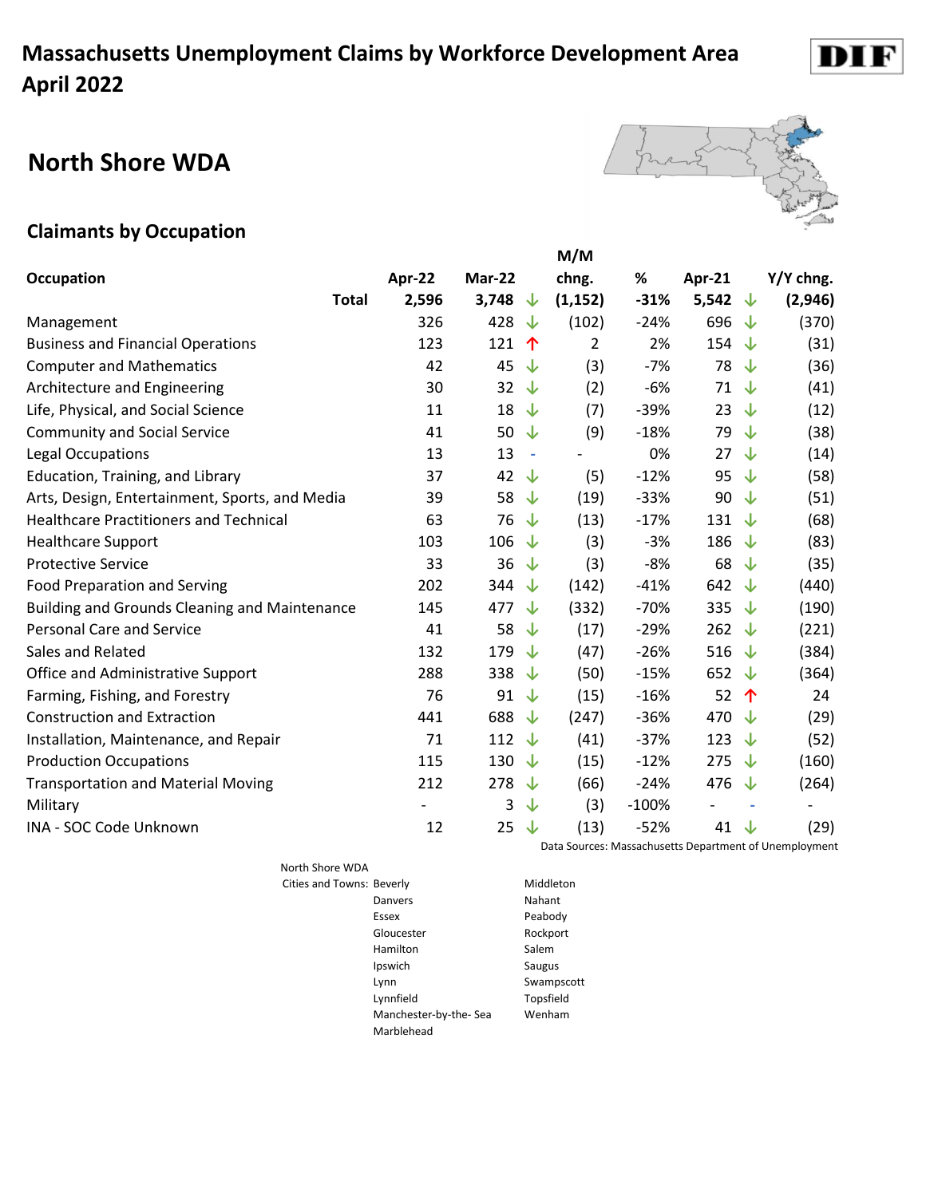# Massachusetts Unemployment Claims by Workforce Development Area
# April 2022

## North Shore WDA

### Claimants by Occupation

| Occupation | Apr-22 | Mar-22 | | M/M chng. | % | Apr-21 | | Y/Y chng. |
|---|---|---|---|---|---|---|---|---|
| **Total** | **2,596** | **3,748** | ↓ | **(1,152)** | **-31%** | **5,542** | ↓ | **(2,946)** |
| Management | 326 | 428 | ↓ | (102) | -24% | 696 | ↓ | (370) |
| Business and Financial Operations | 123 | 121 | ↑ | 2 | 2% | 154 | ↓ | (31) |
| Computer and Mathematics | 42 | 45 | ↓ | (3) | -7% | 78 | ↓ | (36) |
| Architecture and Engineering | 30 | 32 | ↓ | (2) | -6% | 71 | ↓ | (41) |
| Life, Physical, and Social Science | 11 | 18 | ↓ | (7) | -39% | 23 | ↓ | (12) |
| Community and Social Service | 41 | 50 | ↓ | (9) | -18% | 79 | ↓ | (38) |
| Legal Occupations | 13 | 13 | - | - | 0% | 27 | ↓ | (14) |
| Education, Training, and Library | 37 | 42 | ↓ | (5) | -12% | 95 | ↓ | (58) |
| Arts, Design, Entertainment, Sports, and Media | 39 | 58 | ↓ | (19) | -33% | 90 | ↓ | (51) |
| Healthcare Practitioners and Technical | 63 | 76 | ↓ | (13) | -17% | 131 | ↓ | (68) |
| Healthcare Support | 103 | 106 | ↓ | (3) | -3% | 186 | ↓ | (83) |
| Protective Service | 33 | 36 | ↓ | (3) | -8% | 68 | ↓ | (35) |
| Food Preparation and Serving | 202 | 344 | ↓ | (142) | -41% | 642 | ↓ | (440) |
| Building and Grounds Cleaning and Maintenance | 145 | 477 | ↓ | (332) | -70% | 335 | ↓ | (190) |
| Personal Care and Service | 41 | 58 | ↓ | (17) | -29% | 262 | ↓ | (221) |
| Sales and Related | 132 | 179 | ↓ | (47) | -26% | 516 | ↓ | (384) |
| Office and Administrative Support | 288 | 338 | ↓ | (50) | -15% | 652 | ↓ | (364) |
| Farming, Fishing, and Forestry | 76 | 91 | ↓ | (15) | -16% | 52 | ↑ | 24 |
| Construction and Extraction | 441 | 688 | ↓ | (247) | -36% | 470 | ↓ | (29) |
| Installation, Maintenance, and Repair | 71 | 112 | ↓ | (41) | -37% | 123 | ↓ | (52) |
| Production Occupations | 115 | 130 | ↓ | (15) | -12% | 275 | ↓ | (160) |
| Transportation and Material Moving | 212 | 278 | ↓ | (66) | -24% | 476 | ↓ | (264) |
| Military | - | 3 | ↓ | (3) | -100% | - | - | - |
| INA - SOC Code Unknown | 12 | 25 | ↓ | (13) | -52% | 41 | ↓ | (29) |

Data Sources: Massachusetts Department of Unemployment

North Shore WDA

Cities and Towns: Beverly, Danvers, Essex, Gloucester, Hamilton, Ipswich, Lynn, Lynnfield, Manchester-by-the- Sea, Marblehead, Middleton, Nahant, Peabody, Rockport, Salem, Saugus, Swampscott, Topsfield, Wenham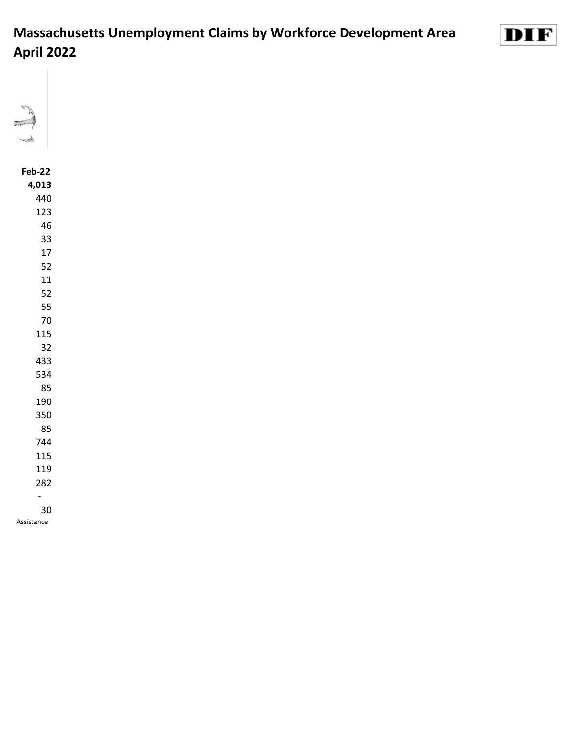# Massachusetts Unemployment Claims by Workforce Development Area
# April 2022

DIF

| Feb-22 |
| --- |
| **4,013** |
| 440 |
| 123 |
| 46 |
| 33 |
| 17 |
| 52 |
| 11 |
| 52 |
| 55 |
| 70 |
| 115 |
| 32 |
| 433 |
| 534 |
| 85 |
| 190 |
| 350 |
| 85 |
| 744 |
| 115 |
| 119 |
| 282 |
| - |
| 30 |

Assistance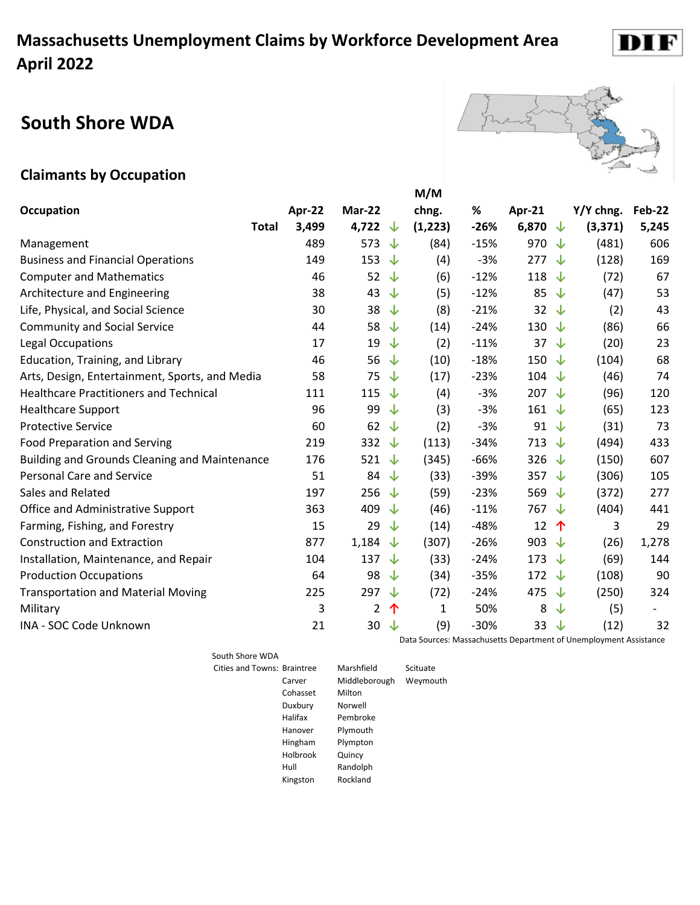# Massachusetts Unemployment Claims by Workforce Development Area April 2022

DIF

## South Shore WDA

### Claimants by Occupation

| Occupation | Apr-22 | Mar-22 | | M/M chng. | % | Apr-21 | | Y/Y chng. | Feb-22 |
|---|---|---|---|---|---|---|---|---|---|
| **Total** | **3,499** | **4,722** | ↓ | **(1,223)** | **-26%** | **6,870** | ↓ | **(3,371)** | **5,245** |
| Management | 489 | 573 | ↓ | (84) | -15% | 970 | ↓ | (481) | 606 |
| Business and Financial Operations | 149 | 153 | ↓ | (4) | -3% | 277 | ↓ | (128) | 169 |
| Computer and Mathematics | 46 | 52 | ↓ | (6) | -12% | 118 | ↓ | (72) | 67 |
| Architecture and Engineering | 38 | 43 | ↓ | (5) | -12% | 85 | ↓ | (47) | 53 |
| Life, Physical, and Social Science | 30 | 38 | ↓ | (8) | -21% | 32 | ↓ | (2) | 43 |
| Community and Social Service | 44 | 58 | ↓ | (14) | -24% | 130 | ↓ | (86) | 66 |
| Legal Occupations | 17 | 19 | ↓ | (2) | -11% | 37 | ↓ | (20) | 23 |
| Education, Training, and Library | 46 | 56 | ↓ | (10) | -18% | 150 | ↓ | (104) | 68 |
| Arts, Design, Entertainment, Sports, and Media | 58 | 75 | ↓ | (17) | -23% | 104 | ↓ | (46) | 74 |
| Healthcare Practitioners and Technical | 111 | 115 | ↓ | (4) | -3% | 207 | ↓ | (96) | 120 |
| Healthcare Support | 96 | 99 | ↓ | (3) | -3% | 161 | ↓ | (65) | 123 |
| Protective Service | 60 | 62 | ↓ | (2) | -3% | 91 | ↓ | (31) | 73 |
| Food Preparation and Serving | 219 | 332 | ↓ | (113) | -34% | 713 | ↓ | (494) | 433 |
| Building and Grounds Cleaning and Maintenance | 176 | 521 | ↓ | (345) | -66% | 326 | ↓ | (150) | 607 |
| Personal Care and Service | 51 | 84 | ↓ | (33) | -39% | 357 | ↓ | (306) | 105 |
| Sales and Related | 197 | 256 | ↓ | (59) | -23% | 569 | ↓ | (372) | 277 |
| Office and Administrative Support | 363 | 409 | ↓ | (46) | -11% | 767 | ↓ | (404) | 441 |
| Farming, Fishing, and Forestry | 15 | 29 | ↓ | (14) | -48% | 12 | ↑ | 3 | 29 |
| Construction and Extraction | 877 | 1,184 | ↓ | (307) | -26% | 903 | ↓ | (26) | 1,278 |
| Installation, Maintenance, and Repair | 104 | 137 | ↓ | (33) | -24% | 173 | ↓ | (69) | 144 |
| Production Occupations | 64 | 98 | ↓ | (34) | -35% | 172 | ↓ | (108) | 90 |
| Transportation and Material Moving | 225 | 297 | ↓ | (72) | -24% | 475 | ↓ | (250) | 324 |
| Military | 3 | 2 | ↑ | 1 | 50% | 8 | ↓ | (5) | - |
| INA - SOC Code Unknown | 21 | 30 | ↓ | (9) | -30% | 33 | ↓ | (12) | 32 |

Data Sources: Massachusetts Department of Unemployment Assistance

South Shore WDA

Cities and Towns: Braintree, Carver, Cohasset, Duxbury, Halifax, Hanover, Hingham, Holbrook, Hull, Kingston, Marshfield, Middleborough, Milton, Norwell, Pembroke, Plymouth, Plympton, Quincy, Randolph, Rockland, Scituate, Weymouth